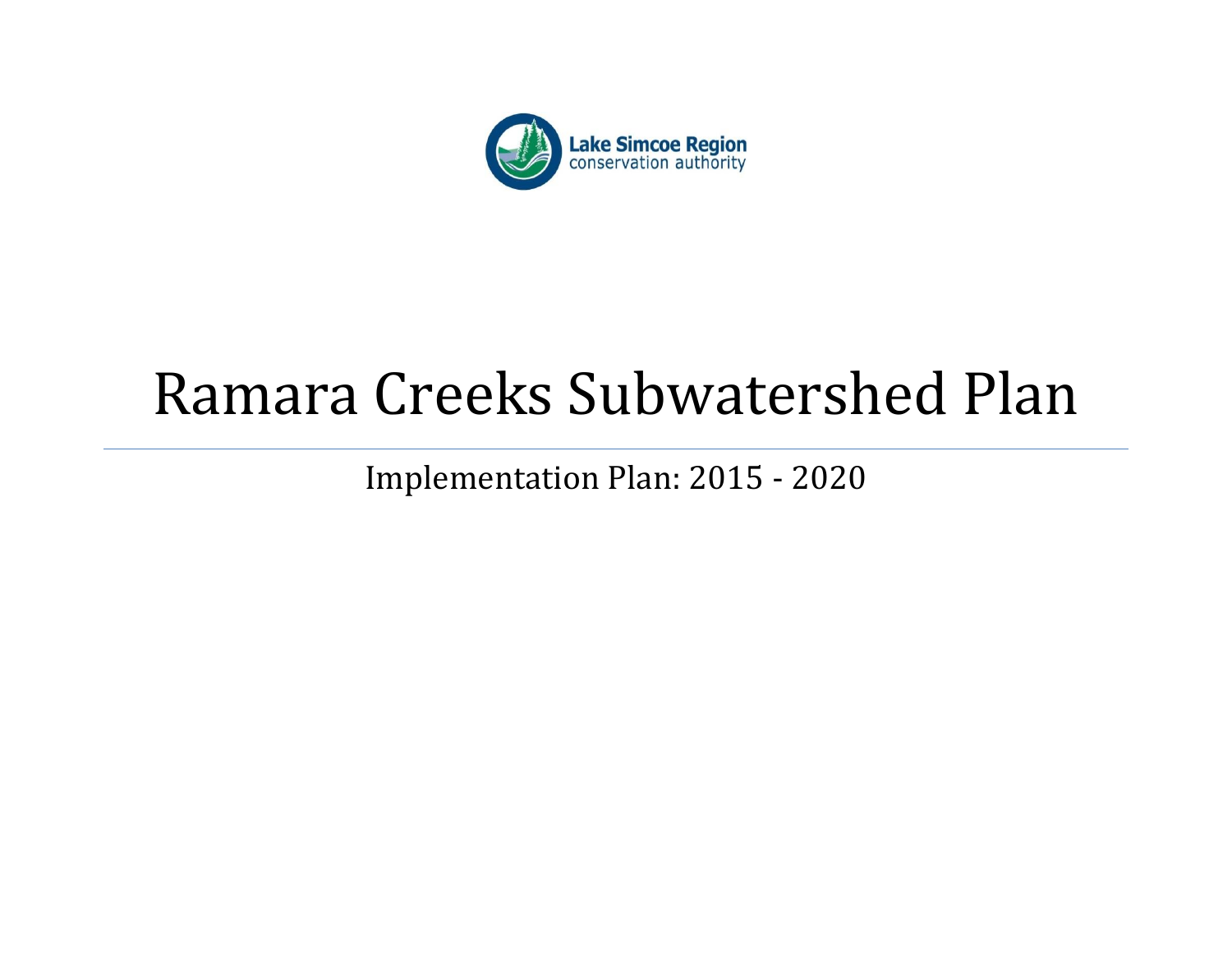Lake Simcoe Region
conservation authority

# Ramara Creeks Subwatershed Plan

## Implementation Plan: 2015 - 2020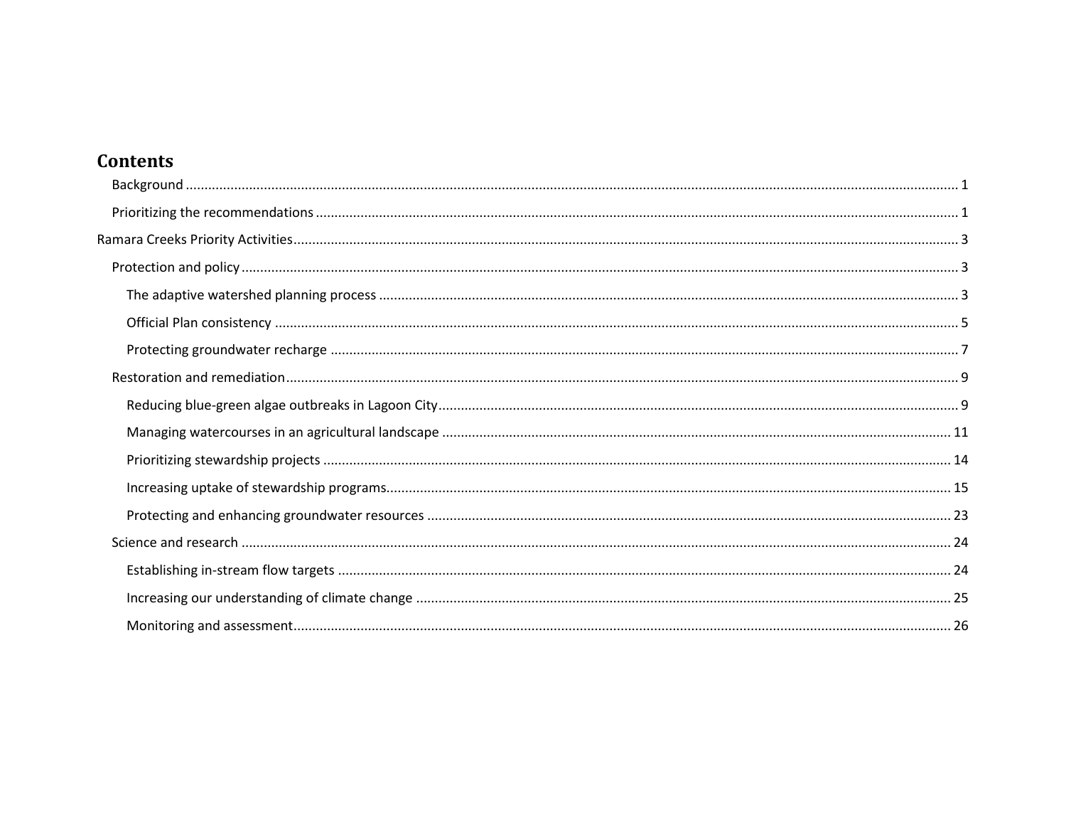# Contents

- Background ..... 1
- Prioritizing the recommendations ..... 1

Ramara Creeks Priority Activities ..... 3

- Protection and policy ..... 3
  - The adaptive watershed planning process ..... 3
  - Official Plan consistency ..... 5
  - Protecting groundwater recharge ..... 7
- Restoration and remediation ..... 9
  - Reducing blue-green algae outbreaks in Lagoon City ..... 9
  - Managing watercourses in an agricultural landscape ..... 11
  - Prioritizing stewardship projects ..... 14
  - Increasing uptake of stewardship programs ..... 15
  - Protecting and enhancing groundwater resources ..... 23
- Science and research ..... 24
  - Establishing in-stream flow targets ..... 24
  - Increasing our understanding of climate change ..... 25
  - Monitoring and assessment ..... 26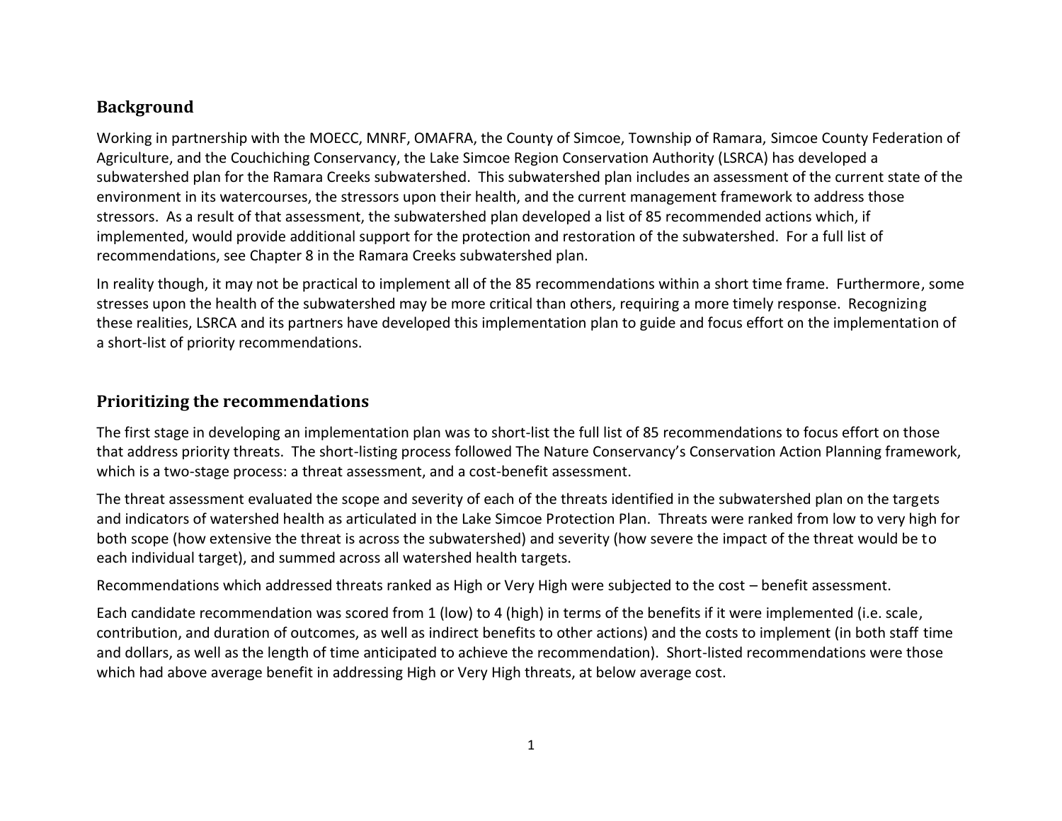## Background

Working in partnership with the MOECC, MNRF, OMAFRA, the County of Simcoe, Township of Ramara, Simcoe County Federation of Agriculture, and the Couchiching Conservancy, the Lake Simcoe Region Conservation Authority (LSRCA) has developed a subwatershed plan for the Ramara Creeks subwatershed. This subwatershed plan includes an assessment of the current state of the environment in its watercourses, the stressors upon their health, and the current management framework to address those stressors. As a result of that assessment, the subwatershed plan developed a list of 85 recommended actions which, if implemented, would provide additional support for the protection and restoration of the subwatershed. For a full list of recommendations, see Chapter 8 in the Ramara Creeks subwatershed plan.

In reality though, it may not be practical to implement all of the 85 recommendations within a short time frame. Furthermore, some stresses upon the health of the subwatershed may be more critical than others, requiring a more timely response. Recognizing these realities, LSRCA and its partners have developed this implementation plan to guide and focus effort on the implementation of a short-list of priority recommendations.

## Prioritizing the recommendations

The first stage in developing an implementation plan was to short-list the full list of 85 recommendations to focus effort on those that address priority threats. The short-listing process followed The Nature Conservancy's Conservation Action Planning framework, which is a two-stage process: a threat assessment, and a cost-benefit assessment.

The threat assessment evaluated the scope and severity of each of the threats identified in the subwatershed plan on the targets and indicators of watershed health as articulated in the Lake Simcoe Protection Plan. Threats were ranked from low to very high for both scope (how extensive the threat is across the subwatershed) and severity (how severe the impact of the threat would be to each individual target), and summed across all watershed health targets.

Recommendations which addressed threats ranked as High or Very High were subjected to the cost – benefit assessment.

Each candidate recommendation was scored from 1 (low) to 4 (high) in terms of the benefits if it were implemented (i.e. scale, contribution, and duration of outcomes, as well as indirect benefits to other actions) and the costs to implement (in both staff time and dollars, as well as the length of time anticipated to achieve the recommendation). Short-listed recommendations were those which had above average benefit in addressing High or Very High threats, at below average cost.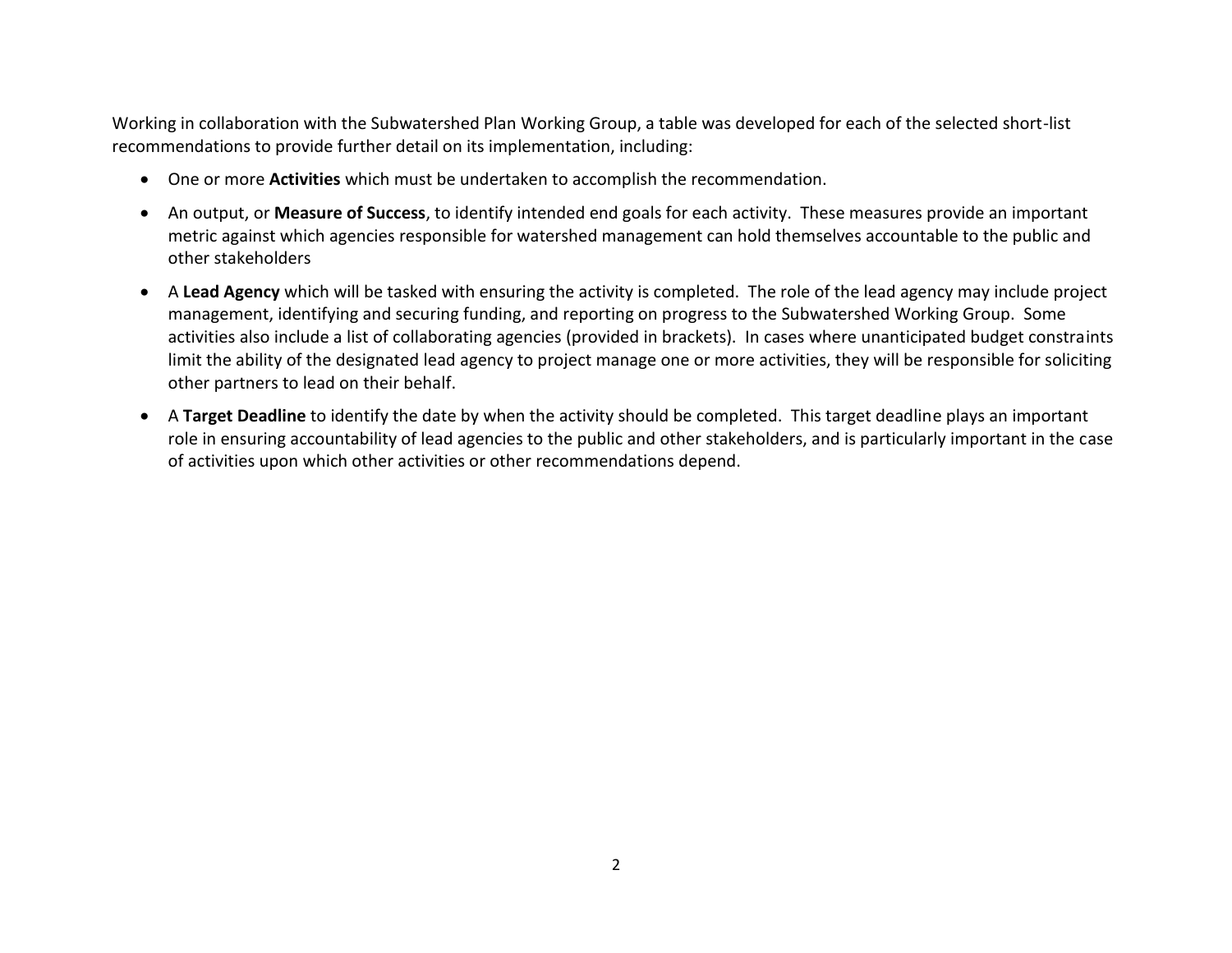Working in collaboration with the Subwatershed Plan Working Group, a table was developed for each of the selected short-list recommendations to provide further detail on its implementation, including:

- One or more **Activities** which must be undertaken to accomplish the recommendation.
- An output, or **Measure of Success**, to identify intended end goals for each activity. These measures provide an important metric against which agencies responsible for watershed management can hold themselves accountable to the public and other stakeholders
- A **Lead Agency** which will be tasked with ensuring the activity is completed. The role of the lead agency may include project management, identifying and securing funding, and reporting on progress to the Subwatershed Working Group. Some activities also include a list of collaborating agencies (provided in brackets). In cases where unanticipated budget constraints limit the ability of the designated lead agency to project manage one or more activities, they will be responsible for soliciting other partners to lead on their behalf.
- A **Target Deadline** to identify the date by when the activity should be completed. This target deadline plays an important role in ensuring accountability of lead agencies to the public and other stakeholders, and is particularly important in the case of activities upon which other activities or other recommendations depend.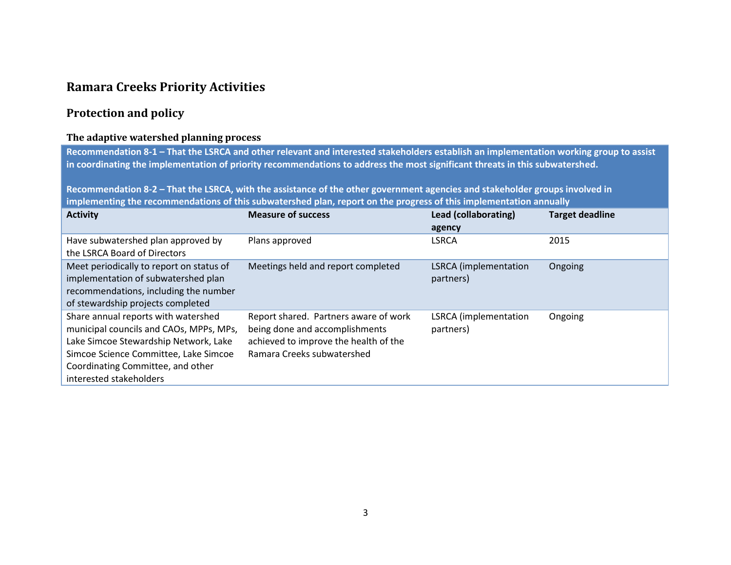## Ramara Creeks Priority Activities

### Protection and policy

#### The adaptive watershed planning process

**Recommendation 8-1 – That the LSRCA and other relevant and interested stakeholders establish an implementation working group to assist in coordinating the implementation of priority recommendations to address the most significant threats in this subwatershed.**

**Recommendation 8-2 – That the LSRCA, with the assistance of the other government agencies and stakeholder groups involved in implementing the recommendations of this subwatershed plan, report on the progress of this implementation annually**

| Activity | Measure of success | Lead (collaborating) agency | Target deadline |
|---|---|---|---|
| Have subwatershed plan approved by the LSRCA Board of Directors | Plans approved | LSRCA | 2015 |
| Meet periodically to report on status of implementation of subwatershed plan recommendations, including the number of stewardship projects completed | Meetings held and report completed | LSRCA (implementation partners) | Ongoing |
| Share annual reports with watershed municipal councils and CAOs, MPPs, MPs, Lake Simcoe Stewardship Network, Lake Simcoe Science Committee, Lake Simcoe Coordinating Committee, and other interested stakeholders | Report shared. Partners aware of work being done and accomplishments achieved to improve the health of the Ramara Creeks subwatershed | LSRCA (implementation partners) | Ongoing |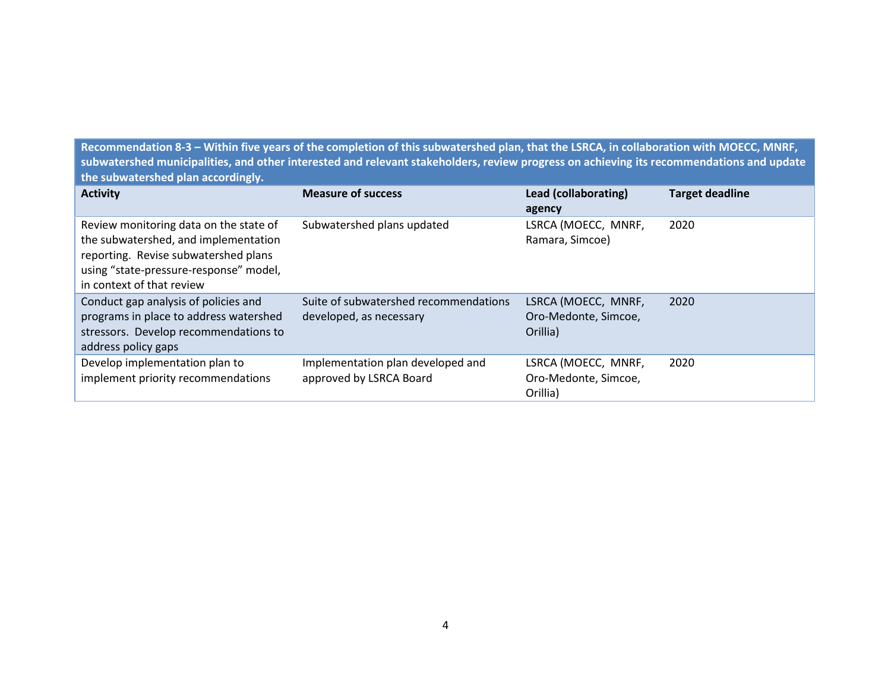| **Recommendation 8-3 – Within five years of the completion of this subwatershed plan, that the LSRCA, in collaboration with MOECC, MNRF, subwatershed municipalities, and other interested and relevant stakeholders, review progress on achieving its recommendations and update the subwatershed plan accordingly.** | | | |
|---|---|---|---|
| **Activity** | **Measure of success** | **Lead (collaborating) agency** | **Target deadline** |
| Review monitoring data on the state of the subwatershed, and implementation reporting. Revise subwatershed plans using "state-pressure-response" model, in context of that review | Subwatershed plans updated | LSRCA (MOECC, MNRF, Ramara, Simcoe) | 2020 |
| Conduct gap analysis of policies and programs in place to address watershed stressors. Develop recommendations to address policy gaps | Suite of subwatershed recommendations developed, as necessary | LSRCA (MOECC, MNRF, Oro-Medonte, Simcoe, Orillia) | 2020 |
| Develop implementation plan to implement priority recommendations | Implementation plan developed and approved by LSRCA Board | LSRCA (MOECC, MNRF, Oro-Medonte, Simcoe, Orillia) | 2020 |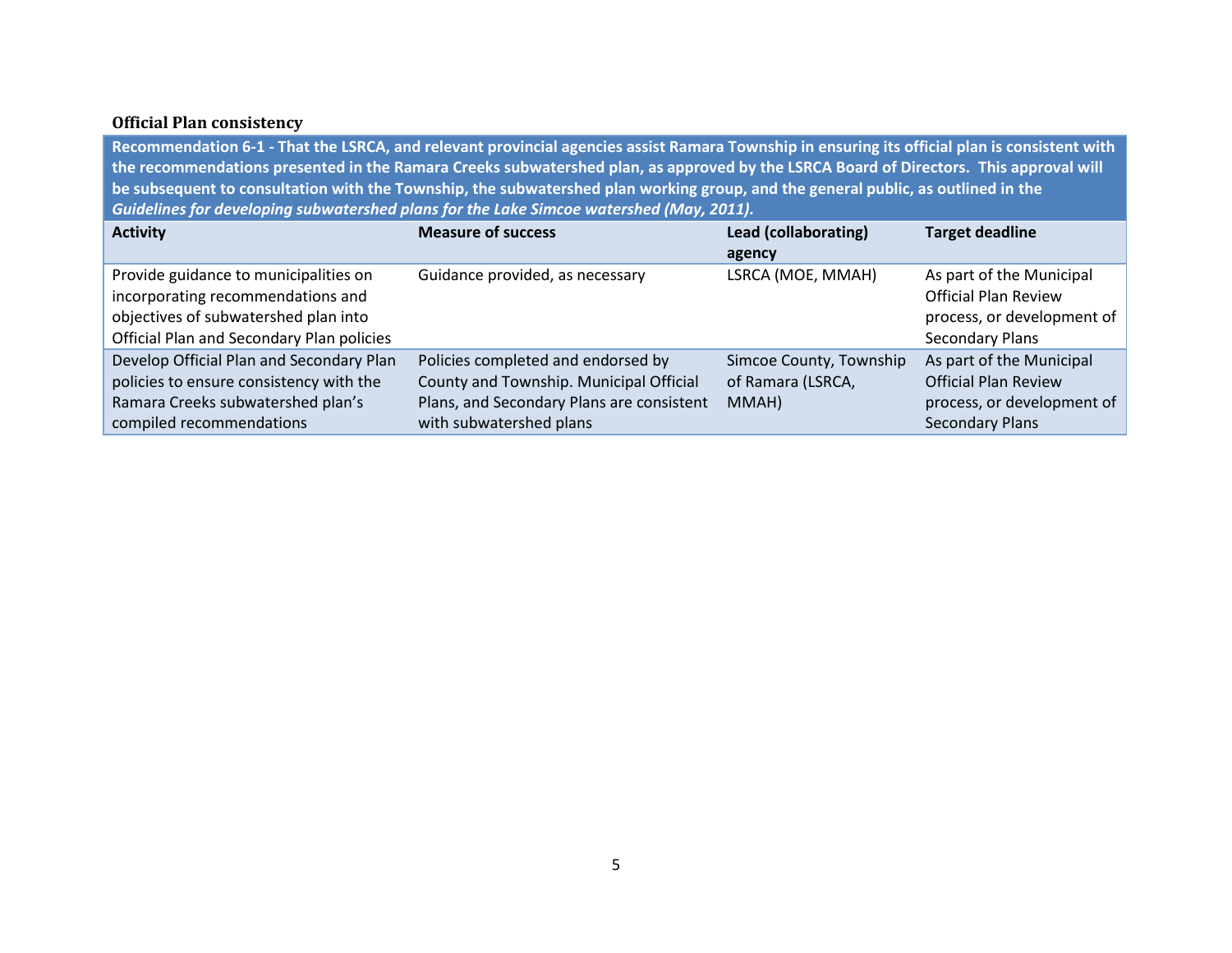### Official Plan consistency

**Recommendation 6-1 - That the LSRCA, and relevant provincial agencies assist Ramara Township in ensuring its official plan is consistent with the recommendations presented in the Ramara Creeks subwatershed plan, as approved by the LSRCA Board of Directors. This approval will be subsequent to consultation with the Township, the subwatershed plan working group, and the general public, as outlined in the *Guidelines for developing subwatershed plans for the Lake Simcoe watershed (May, 2011).***

| Activity | Measure of success | Lead (collaborating) agency | Target deadline |
|---|---|---|---|
| Provide guidance to municipalities on incorporating recommendations and objectives of subwatershed plan into Official Plan and Secondary Plan policies | Guidance provided, as necessary | LSRCA (MOE, MMAH) | As part of the Municipal Official Plan Review process, or development of Secondary Plans |
| Develop Official Plan and Secondary Plan policies to ensure consistency with the Ramara Creeks subwatershed plan's compiled recommendations | Policies completed and endorsed by County and Township. Municipal Official Plans, and Secondary Plans are consistent with subwatershed plans | Simcoe County, Township of Ramara (LSRCA, MMAH) | As part of the Municipal Official Plan Review process, or development of Secondary Plans |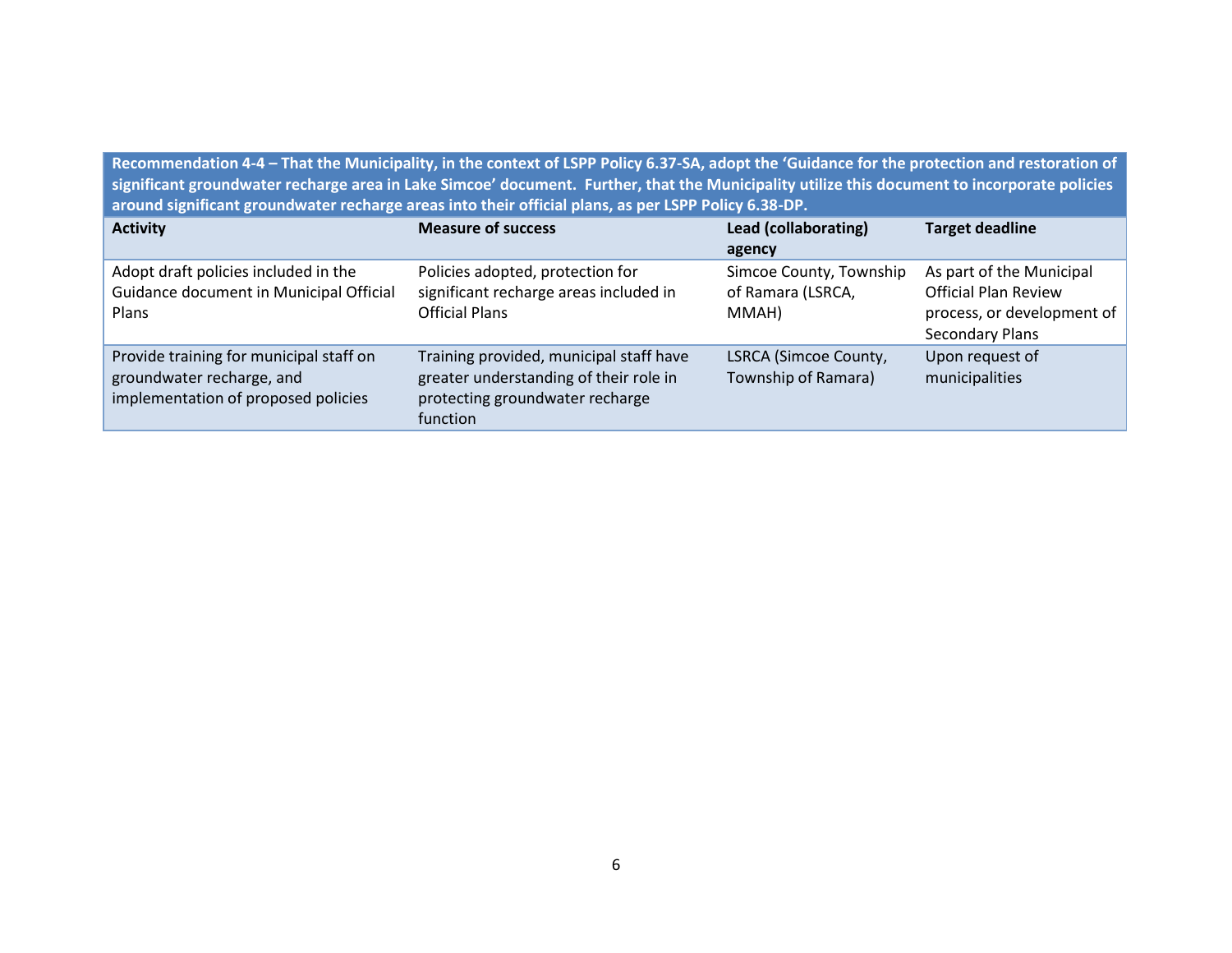| **Recommendation 4-4 – That the Municipality, in the context of LSPP Policy 6.37-SA, adopt the 'Guidance for the protection and restoration of significant groundwater recharge area in Lake Simcoe' document. Further, that the Municipality utilize this document to incorporate policies around significant groundwater recharge areas into their official plans, as per LSPP Policy 6.38-DP.** | | | |
|---|---|---|---|
| **Activity** | **Measure of success** | **Lead (collaborating) agency** | **Target deadline** |
| Adopt draft policies included in the Guidance document in Municipal Official Plans | Policies adopted, protection for significant recharge areas included in Official Plans | Simcoe County, Township of Ramara (LSRCA, MMAH) | As part of the Municipal Official Plan Review process, or development of Secondary Plans |
| Provide training for municipal staff on groundwater recharge, and implementation of proposed policies | Training provided, municipal staff have greater understanding of their role in protecting groundwater recharge function | LSRCA (Simcoe County, Township of Ramara) | Upon request of municipalities |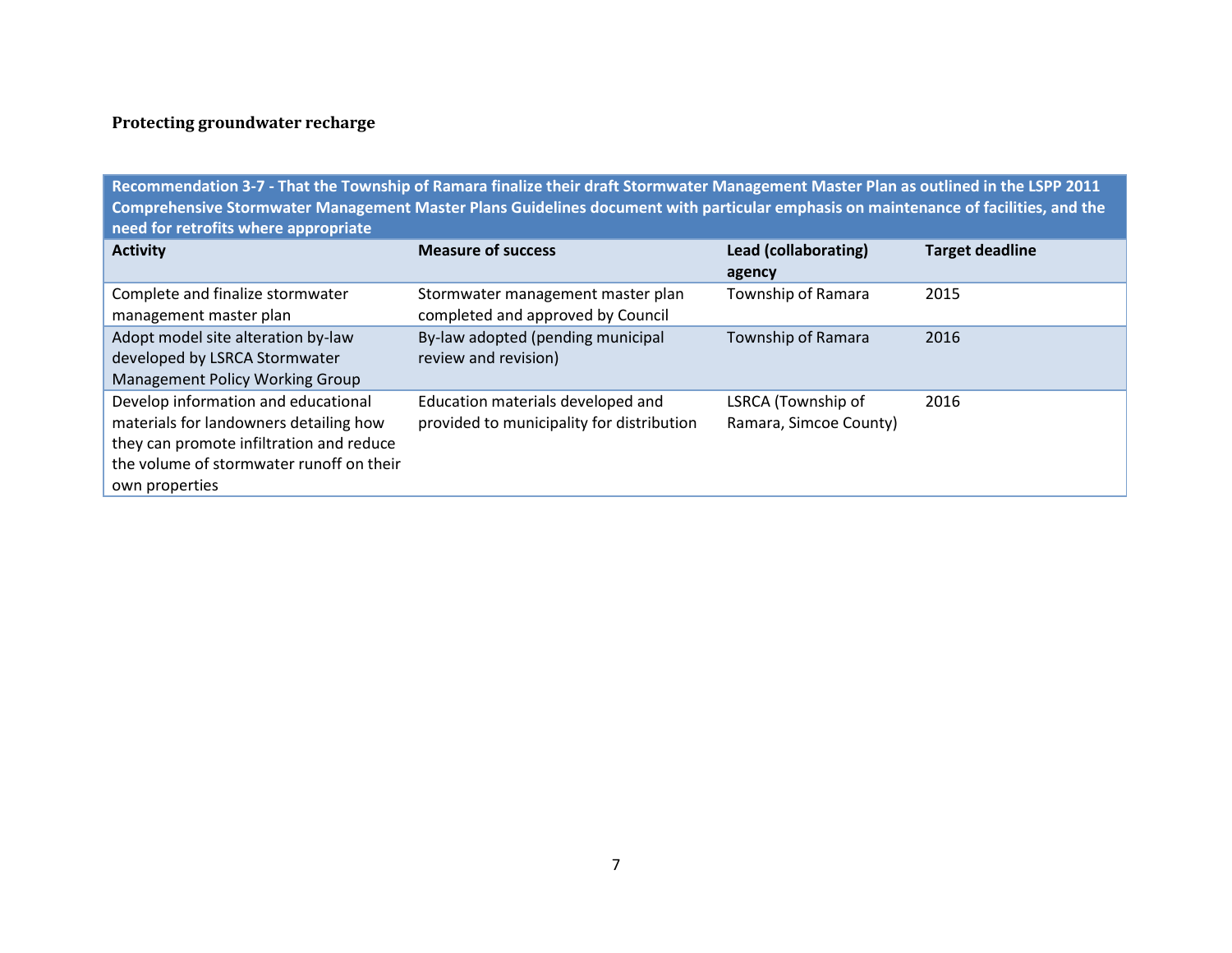### Protecting groundwater recharge

| **Recommendation 3-7 - That the Township of Ramara finalize their draft Stormwater Management Master Plan as outlined in the LSPP 2011 Comprehensive Stormwater Management Master Plans Guidelines document with particular emphasis on maintenance of facilities, and the need for retrofits where appropriate** | | | |
|---|---|---|---|
| **Activity** | **Measure of success** | **Lead (collaborating) agency** | **Target deadline** |
| Complete and finalize stormwater management master plan | Stormwater management master plan completed and approved by Council | Township of Ramara | 2015 |
| Adopt model site alteration by-law developed by LSRCA Stormwater Management Policy Working Group | By-law adopted (pending municipal review and revision) | Township of Ramara | 2016 |
| Develop information and educational materials for landowners detailing how they can promote infiltration and reduce the volume of stormwater runoff on their own properties | Education materials developed and provided to municipality for distribution | LSRCA (Township of Ramara, Simcoe County) | 2016 |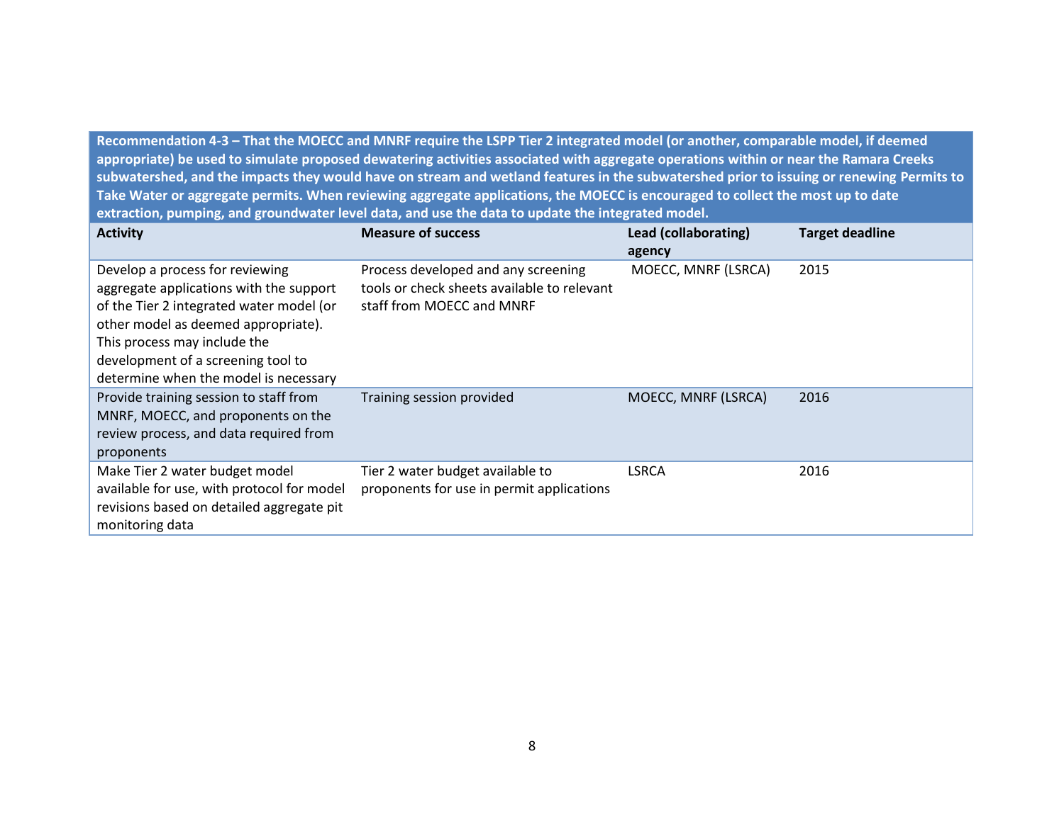| Recommendation 4-3 – That the MOECC and MNRF require the LSPP Tier 2 integrated model (or another, comparable model, if deemed appropriate) be used to simulate proposed dewatering activities associated with aggregate operations within or near the Ramara Creeks subwatershed, and the impacts they would have on stream and wetland features in the subwatershed prior to issuing or renewing Permits to Take Water or aggregate permits. When reviewing aggregate applications, the MOECC is encouraged to collect the most up to date extraction, pumping, and groundwater level data, and use the data to update the integrated model. | | | |
|---|---|---|---|
| **Activity** | **Measure of success** | **Lead (collaborating) agency** | **Target deadline** |
| Develop a process for reviewing aggregate applications with the support of the Tier 2 integrated water model (or other model as deemed appropriate). This process may include the development of a screening tool to determine when the model is necessary | Process developed and any screening tools or check sheets available to relevant staff from MOECC and MNRF | MOECC, MNRF (LSRCA) | 2015 |
| Provide training session to staff from MNRF, MOECC, and proponents on the review process, and data required from proponents | Training session provided | MOECC, MNRF (LSRCA) | 2016 |
| Make Tier 2 water budget model available for use, with protocol for model revisions based on detailed aggregate pit monitoring data | Tier 2 water budget available to proponents for use in permit applications | LSRCA | 2016 |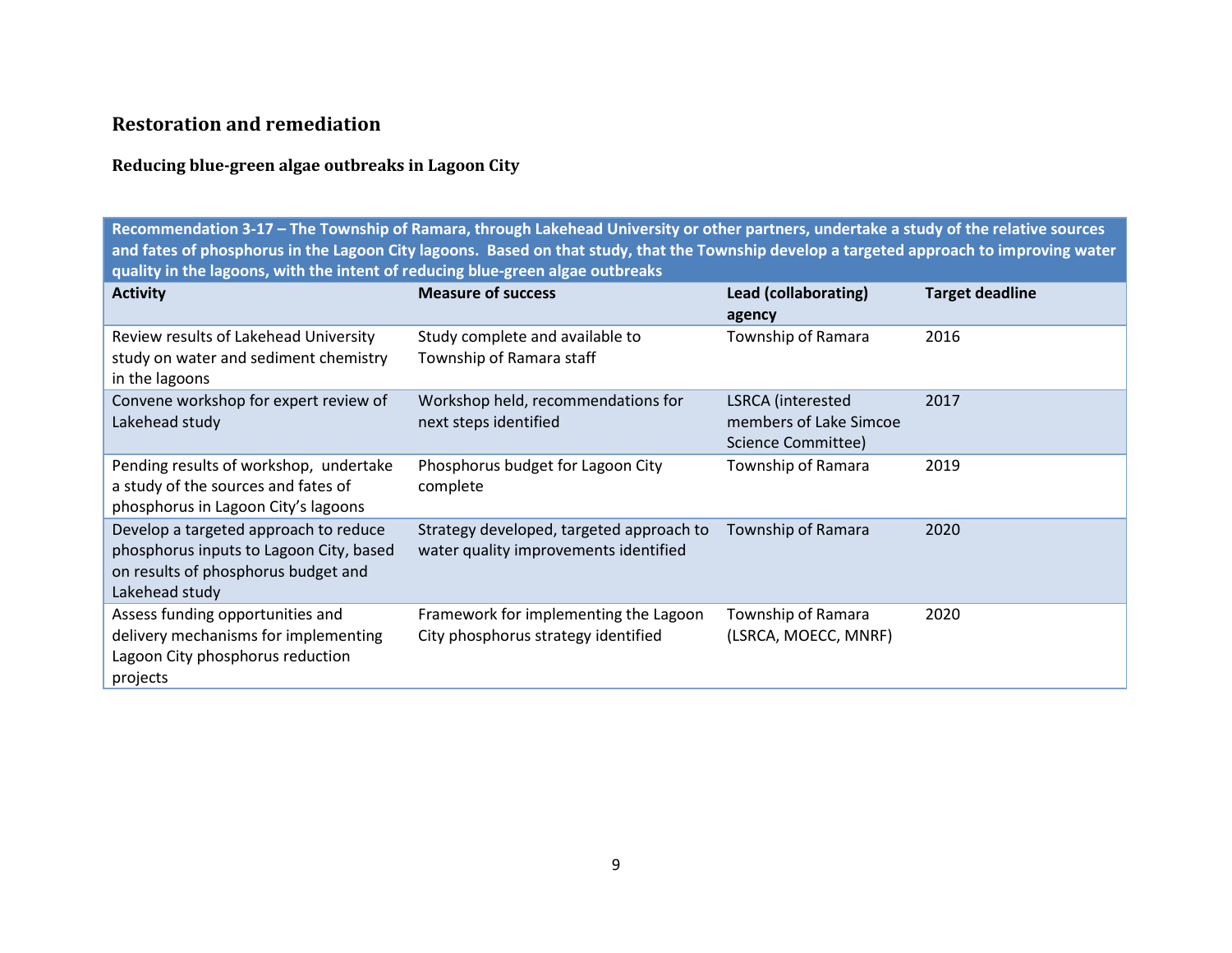## Restoration and remediation

### Reducing blue-green algae outbreaks in Lagoon City

| **Recommendation 3-17 – The Township of Ramara, through Lakehead University or other partners, undertake a study of the relative sources and fates of phosphorus in the Lagoon City lagoons. Based on that study, that the Township develop a targeted approach to improving water quality in the lagoons, with the intent of reducing blue-green algae outbreaks** | | | |
|---|---|---|---|
| **Activity** | **Measure of success** | **Lead (collaborating) agency** | **Target deadline** |
| Review results of Lakehead University study on water and sediment chemistry in the lagoons | Study complete and available to Township of Ramara staff | Township of Ramara | 2016 |
| Convene workshop for expert review of Lakehead study | Workshop held, recommendations for next steps identified | LSRCA (interested members of Lake Simcoe Science Committee) | 2017 |
| Pending results of workshop, undertake a study of the sources and fates of phosphorus in Lagoon City's lagoons | Phosphorus budget for Lagoon City complete | Township of Ramara | 2019 |
| Develop a targeted approach to reduce phosphorus inputs to Lagoon City, based on results of phosphorus budget and Lakehead study | Strategy developed, targeted approach to water quality improvements identified | Township of Ramara | 2020 |
| Assess funding opportunities and delivery mechanisms for implementing Lagoon City phosphorus reduction projects | Framework for implementing the Lagoon City phosphorus strategy identified | Township of Ramara (LSRCA, MOECC, MNRF) | 2020 |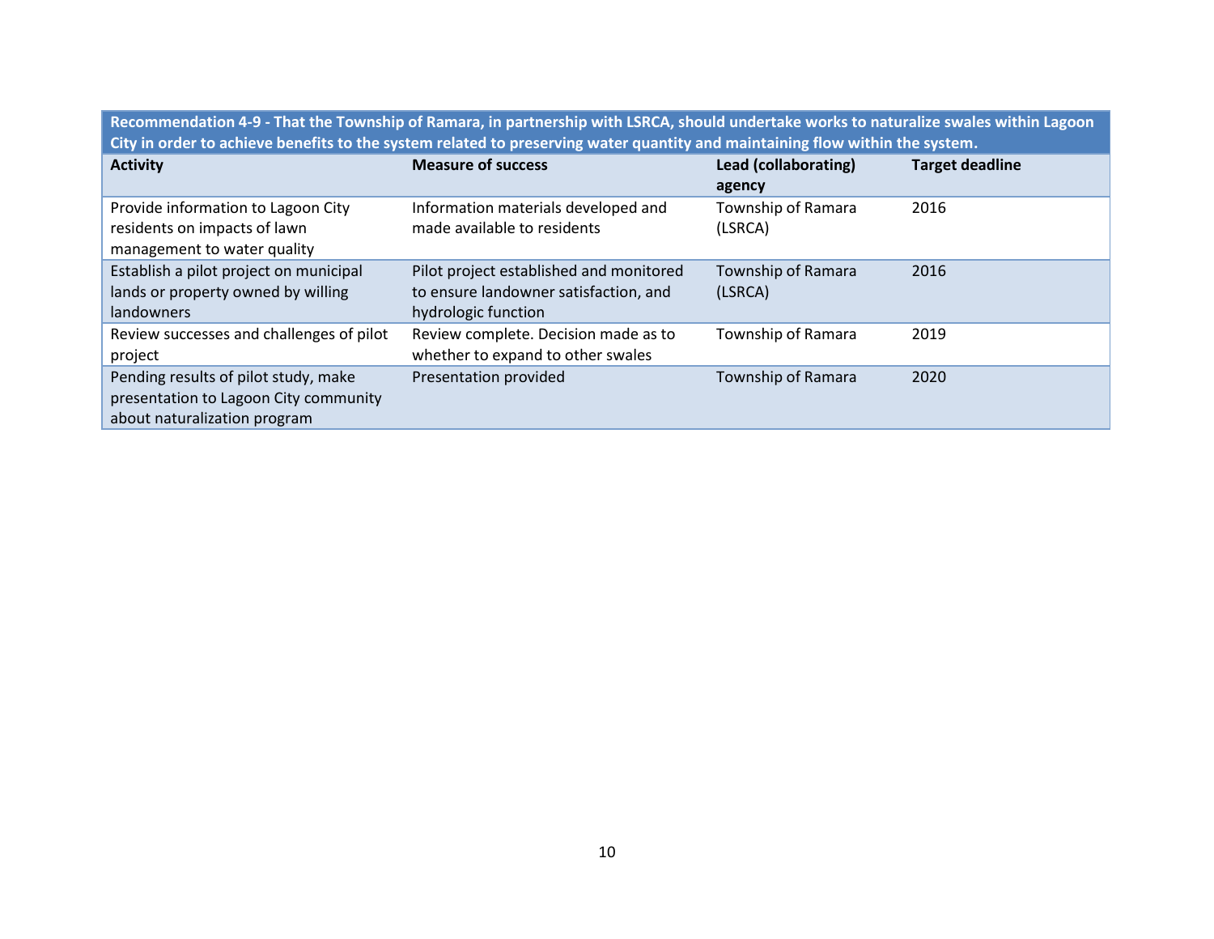| Recommendation 4-9 - That the Township of Ramara, in partnership with LSRCA, should undertake works to naturalize swales within Lagoon City in order to achieve benefits to the system related to preserving water quantity and maintaining flow within the system. | | | |
|---|---|---|---|
| **Activity** | **Measure of success** | **Lead (collaborating) agency** | **Target deadline** |
| Provide information to Lagoon City residents on impacts of lawn management to water quality | Information materials developed and made available to residents | Township of Ramara (LSRCA) | 2016 |
| Establish a pilot project on municipal lands or property owned by willing landowners | Pilot project established and monitored to ensure landowner satisfaction, and hydrologic function | Township of Ramara (LSRCA) | 2016 |
| Review successes and challenges of pilot project | Review complete. Decision made as to whether to expand to other swales | Township of Ramara | 2019 |
| Pending results of pilot study, make presentation to Lagoon City community about naturalization program | Presentation provided | Township of Ramara | 2020 |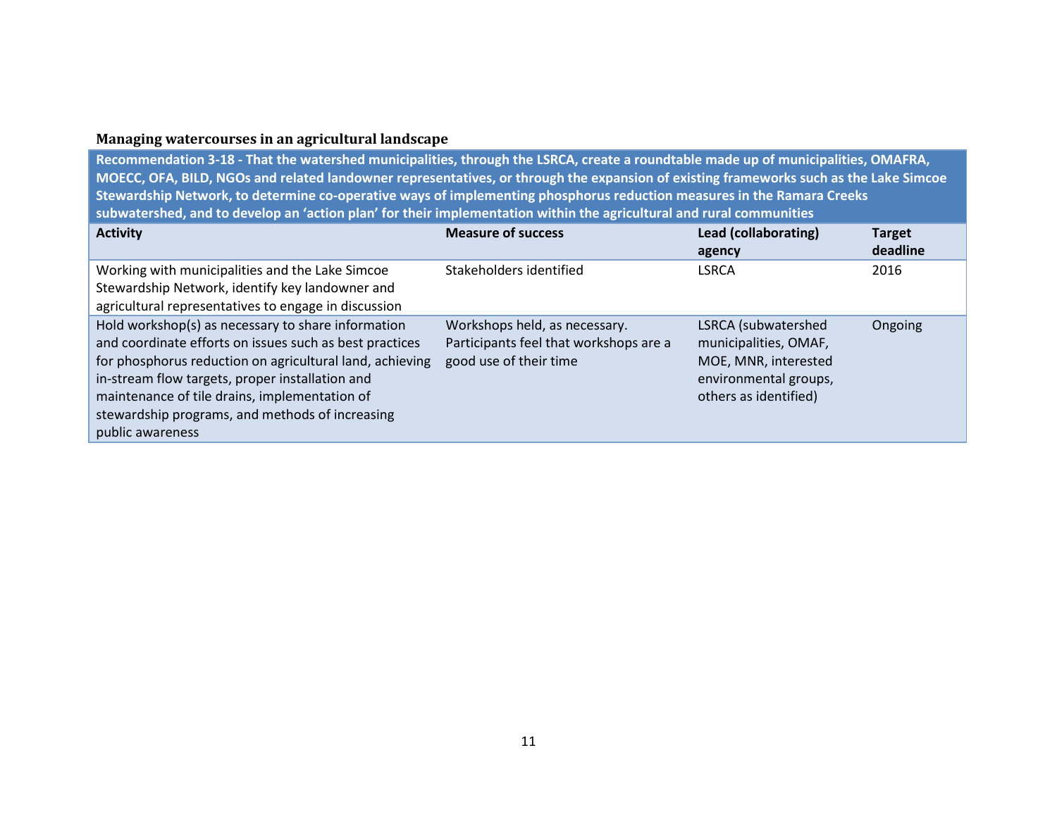### Managing watercourses in an agricultural landscape

| **Recommendation 3-18 - That the watershed municipalities, through the LSRCA, create a roundtable made up of municipalities, OMAFRA, MOECC, OFA, BILD, NGOs and related landowner representatives, or through the expansion of existing frameworks such as the Lake Simcoe Stewardship Network, to determine co-operative ways of implementing phosphorus reduction measures in the Ramara Creeks subwatershed, and to develop an 'action plan' for their implementation within the agricultural and rural communities** | | | |
|---|---|---|---|
| **Activity** | **Measure of success** | **Lead (collaborating) agency** | **Target deadline** |
| Working with municipalities and the Lake Simcoe Stewardship Network, identify key landowner and agricultural representatives to engage in discussion | Stakeholders identified | LSRCA | 2016 |
| Hold workshop(s) as necessary to share information and coordinate efforts on issues such as best practices for phosphorus reduction on agricultural land, achieving in-stream flow targets, proper installation and maintenance of tile drains, implementation of stewardship programs, and methods of increasing public awareness | Workshops held, as necessary. Participants feel that workshops are a good use of their time | LSRCA (subwatershed municipalities, OMAF, MOE, MNR, interested environmental groups, others as identified) | Ongoing |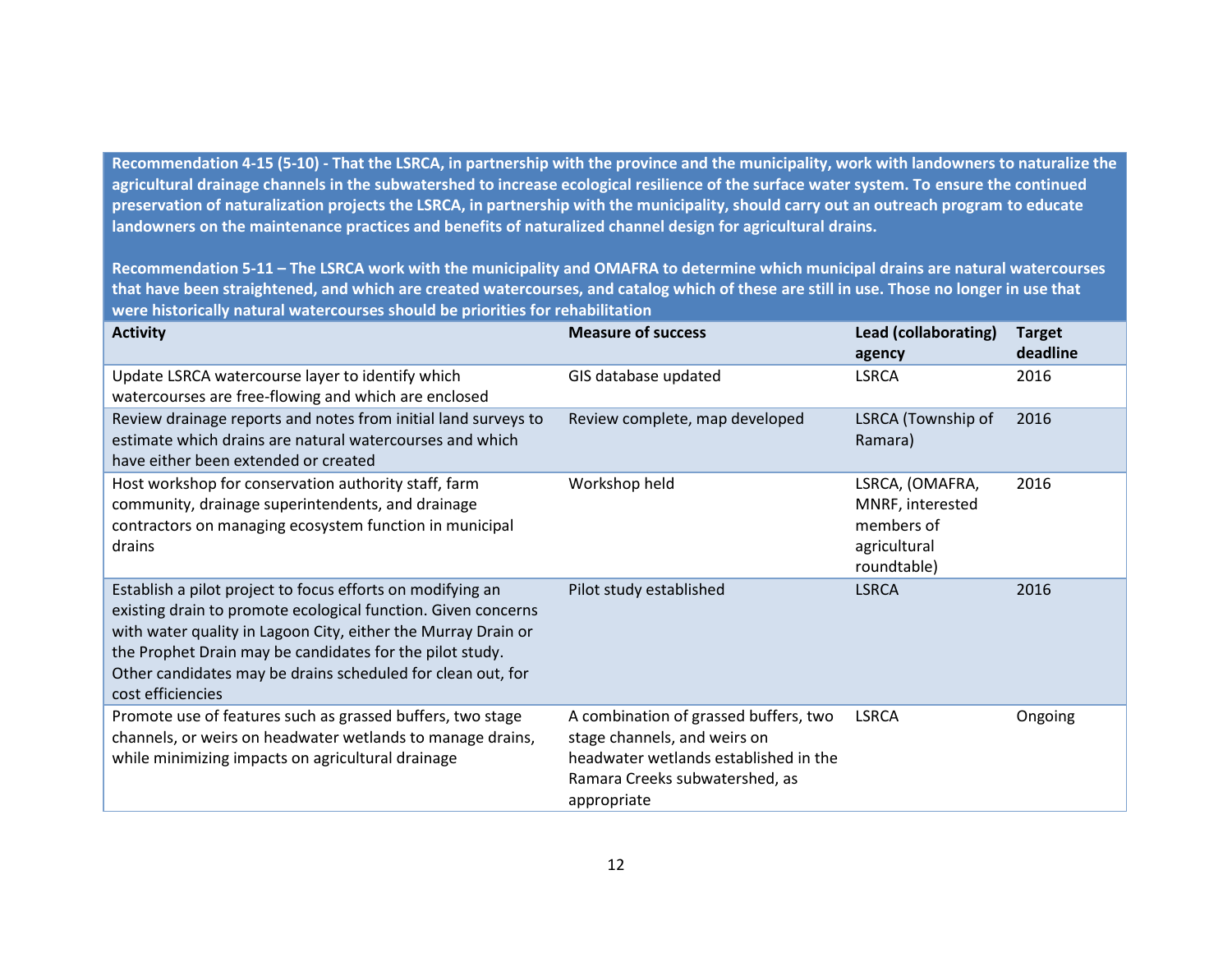**Recommendation 4-15 (5-10) - That the LSRCA, in partnership with the province and the municipality, work with landowners to naturalize the agricultural drainage channels in the subwatershed to increase ecological resilience of the surface water system. To ensure the continued preservation of naturalization projects the LSRCA, in partnership with the municipality, should carry out an outreach program to educate landowners on the maintenance practices and benefits of naturalized channel design for agricultural drains.**

**Recommendation 5-11 – The LSRCA work with the municipality and OMAFRA to determine which municipal drains are natural watercourses that have been straightened, and which are created watercourses, and catalog which of these are still in use. Those no longer in use that were historically natural watercourses should be priorities for rehabilitation**

| Activity | Measure of success | Lead (collaborating) agency | Target deadline |
|---|---|---|---|
| Update LSRCA watercourse layer to identify which watercourses are free-flowing and which are enclosed | GIS database updated | LSRCA | 2016 |
| Review drainage reports and notes from initial land surveys to estimate which drains are natural watercourses and which have either been extended or created | Review complete, map developed | LSRCA (Township of Ramara) | 2016 |
| Host workshop for conservation authority staff, farm community, drainage superintendents, and drainage contractors on managing ecosystem function in municipal drains | Workshop held | LSRCA, (OMAFRA, MNRF, interested members of agricultural roundtable) | 2016 |
| Establish a pilot project to focus efforts on modifying an existing drain to promote ecological function. Given concerns with water quality in Lagoon City, either the Murray Drain or the Prophet Drain may be candidates for the pilot study. Other candidates may be drains scheduled for clean out, for cost efficiencies | Pilot study established | LSRCA | 2016 |
| Promote use of features such as grassed buffers, two stage channels, or weirs on headwater wetlands to manage drains, while minimizing impacts on agricultural drainage | A combination of grassed buffers, two stage channels, and weirs on headwater wetlands established in the Ramara Creeks subwatershed, as appropriate | LSRCA | Ongoing |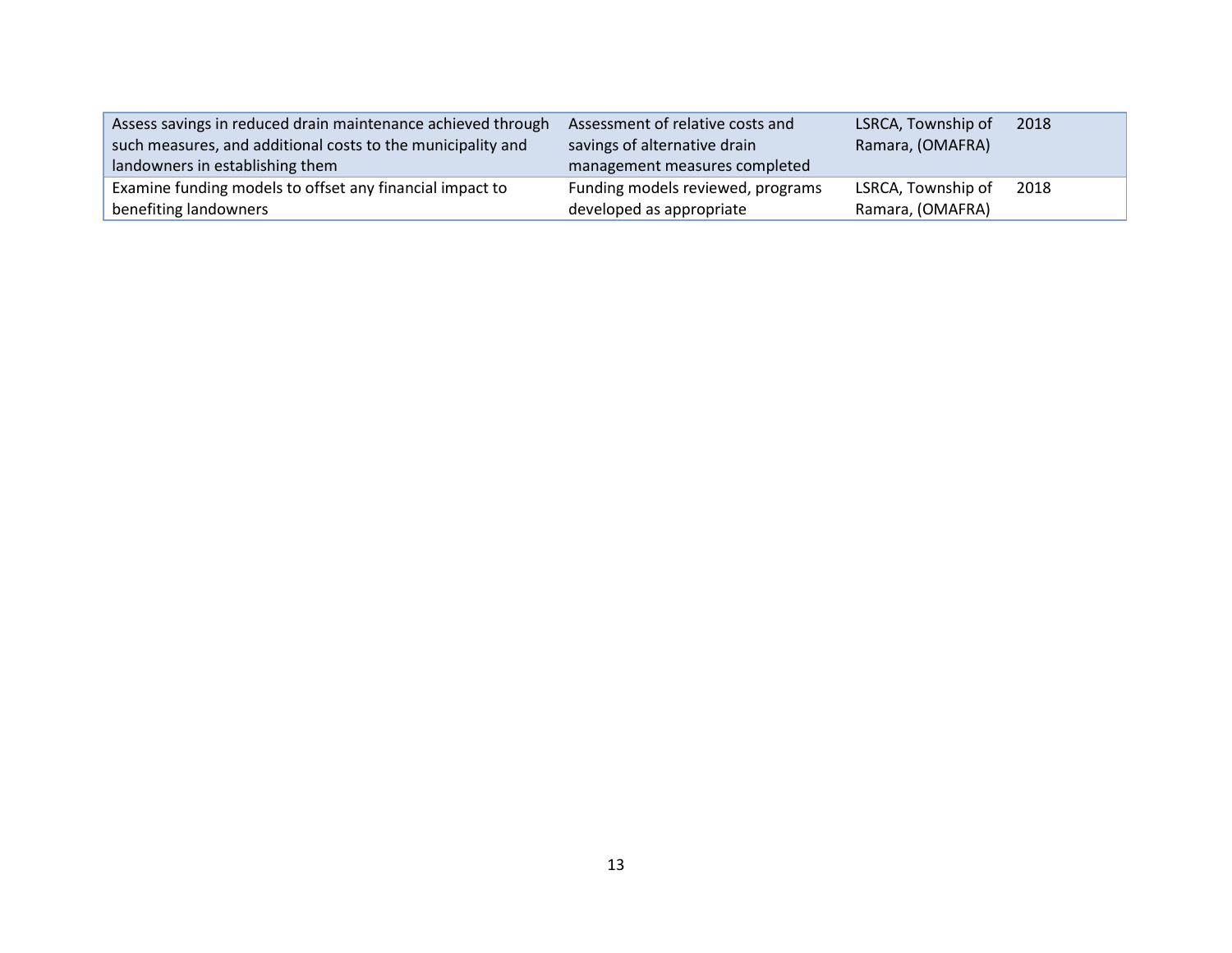| | | | |
|---|---|---|---|
| Assess savings in reduced drain maintenance achieved through such measures, and additional costs to the municipality and landowners in establishing them | Assessment of relative costs and savings of alternative drain management measures completed | LSRCA, Township of Ramara, (OMAFRA) | 2018 |
| Examine funding models to offset any financial impact to benefiting landowners | Funding models reviewed, programs developed as appropriate | LSRCA, Township of Ramara, (OMAFRA) | 2018 |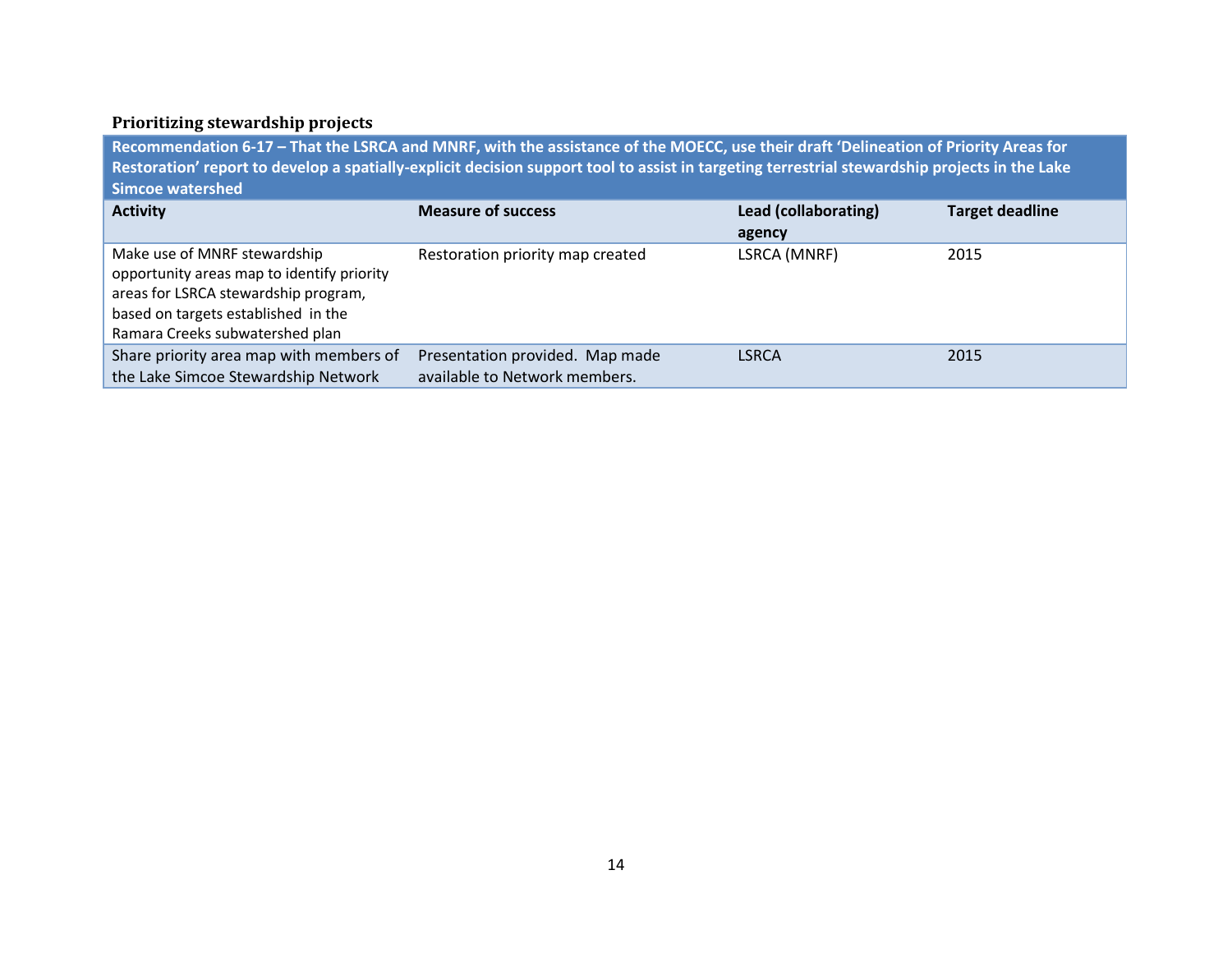### Prioritizing stewardship projects

| **Recommendation 6-17 – That the LSRCA and MNRF, with the assistance of the MOECC, use their draft 'Delineation of Priority Areas for Restoration' report to develop a spatially-explicit decision support tool to assist in targeting terrestrial stewardship projects in the Lake Simcoe watershed** | | | |
|---|---|---|---|
| **Activity** | **Measure of success** | **Lead (collaborating) agency** | **Target deadline** |
| Make use of MNRF stewardship opportunity areas map to identify priority areas for LSRCA stewardship program, based on targets established in the Ramara Creeks subwatershed plan | Restoration priority map created | LSRCA (MNRF) | 2015 |
| Share priority area map with members of the Lake Simcoe Stewardship Network | Presentation provided. Map made available to Network members. | LSRCA | 2015 |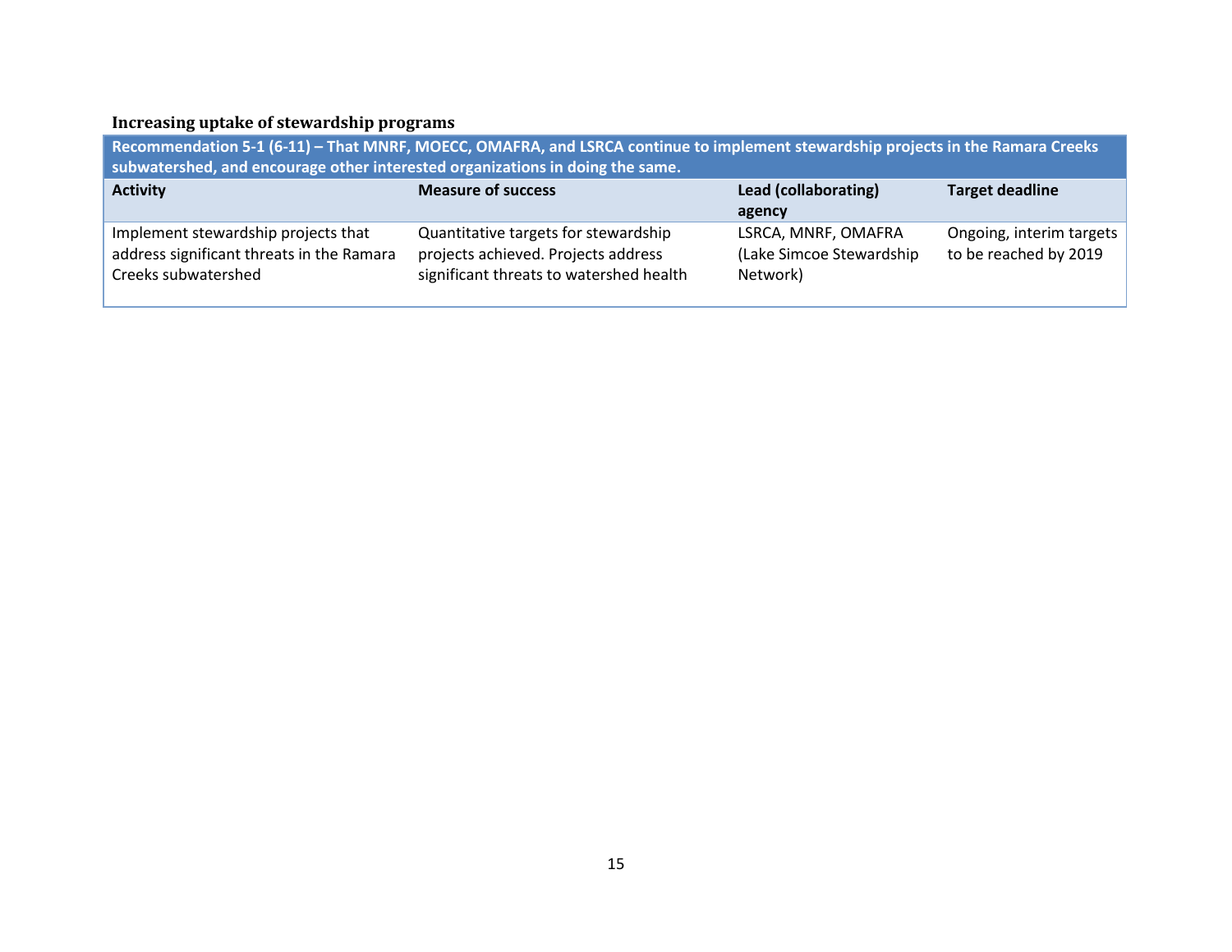### Increasing uptake of stewardship programs

| **Recommendation 5-1 (6-11) – That MNRF, MOECC, OMAFRA, and LSRCA continue to implement stewardship projects in the Ramara Creeks subwatershed, and encourage other interested organizations in doing the same.** | | | |
|---|---|---|---|
| **Activity** | **Measure of success** | **Lead (collaborating) agency** | **Target deadline** |
| Implement stewardship projects that address significant threats in the Ramara Creeks subwatershed | Quantitative targets for stewardship projects achieved. Projects address significant threats to watershed health | LSRCA, MNRF, OMAFRA (Lake Simcoe Stewardship Network) | Ongoing, interim targets to be reached by 2019 |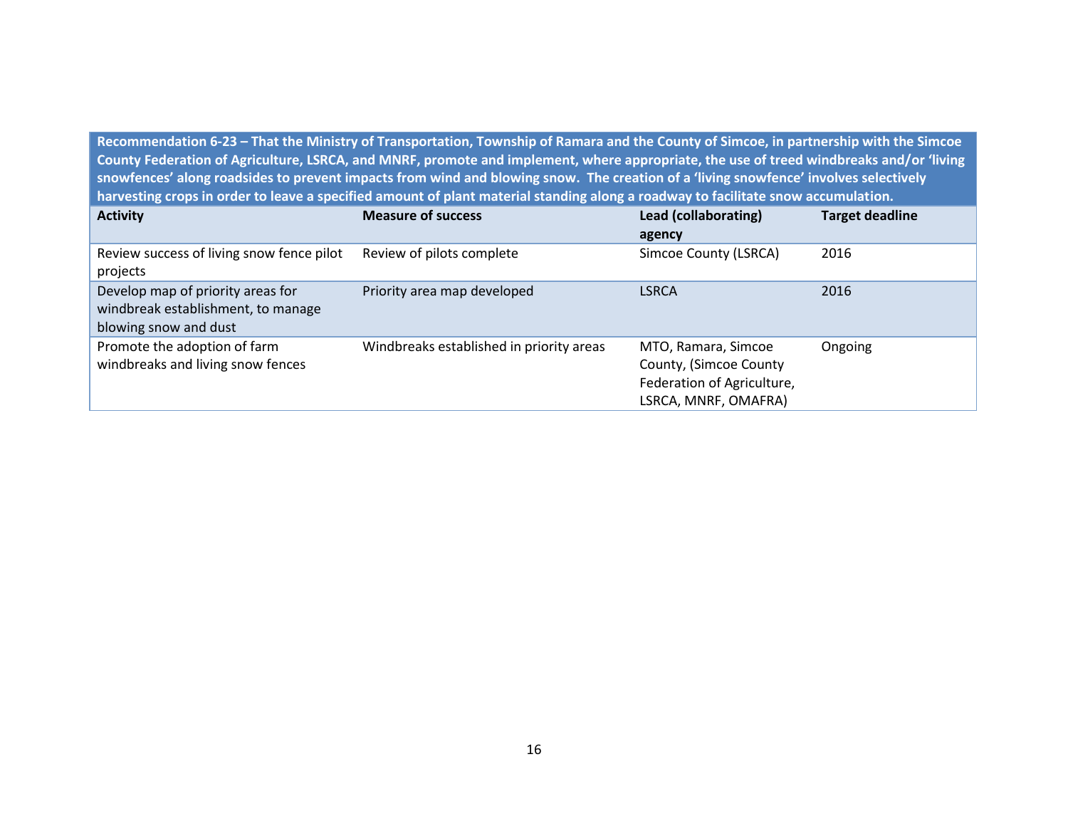| Recommendation 6-23 – That the Ministry of Transportation, Township of Ramara and the County of Simcoe, in partnership with the Simcoe County Federation of Agriculture, LSRCA, and MNRF, promote and implement, where appropriate, the use of treed windbreaks and/or 'living snowfences' along roadsides to prevent impacts from wind and blowing snow. The creation of a 'living snowfence' involves selectively harvesting crops in order to leave a specified amount of plant material standing along a roadway to facilitate snow accumulation. | | | |
|---|---|---|---|
| **Activity** | **Measure of success** | **Lead (collaborating) agency** | **Target deadline** |
| Review success of living snow fence pilot projects | Review of pilots complete | Simcoe County (LSRCA) | 2016 |
| Develop map of priority areas for windbreak establishment, to manage blowing snow and dust | Priority area map developed | LSRCA | 2016 |
| Promote the adoption of farm windbreaks and living snow fences | Windbreaks established in priority areas | MTO, Ramara, Simcoe County, (Simcoe County Federation of Agriculture, LSRCA, MNRF, OMAFRA) | Ongoing |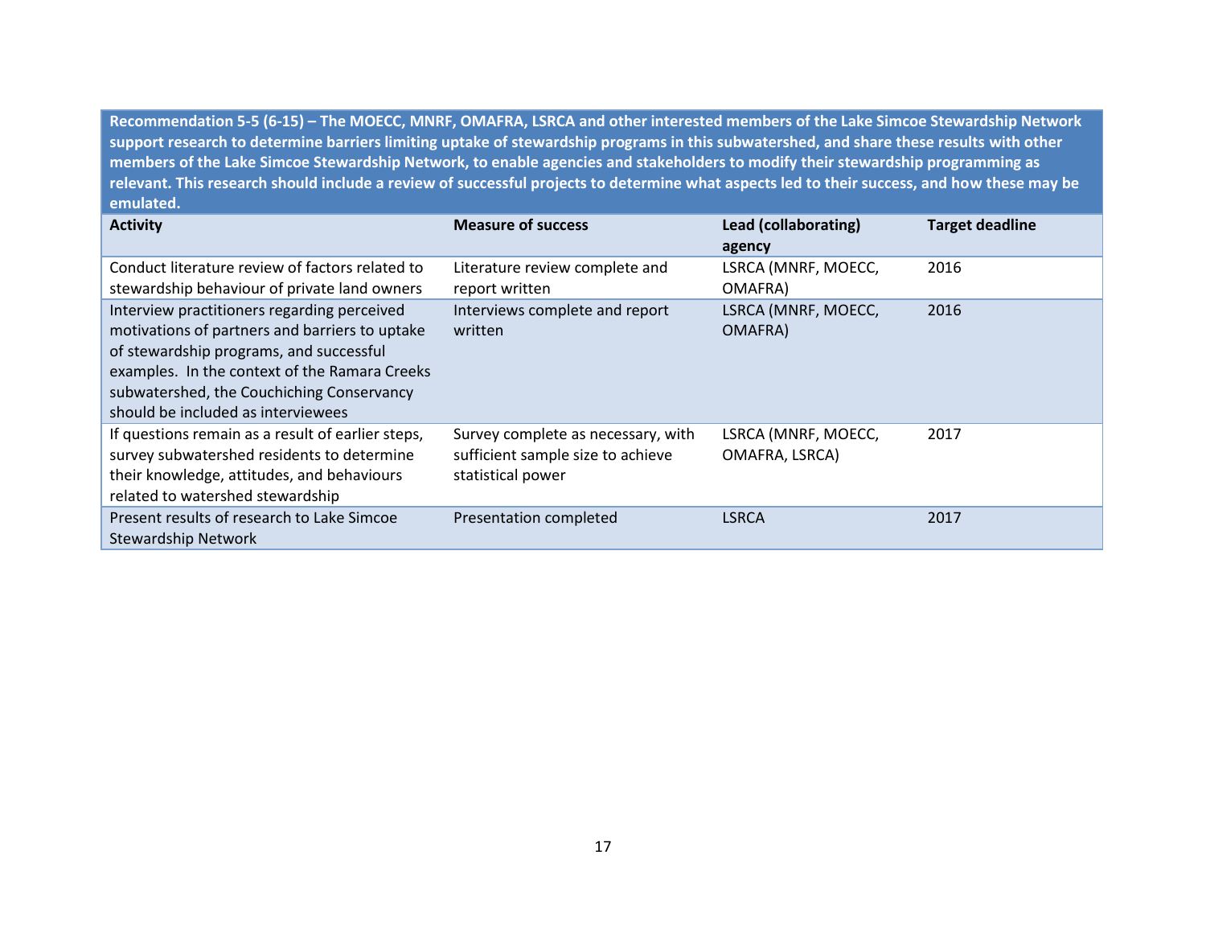| Recommendation 5-5 (6-15) – The MOECC, MNRF, OMAFRA, LSRCA and other interested members of the Lake Simcoe Stewardship Network support research to determine barriers limiting uptake of stewardship programs in this subwatershed, and share these results with other members of the Lake Simcoe Stewardship Network, to enable agencies and stakeholders to modify their stewardship programming as relevant. This research should include a review of successful projects to determine what aspects led to their success, and how these may be emulated. | | | |
|---|---|---|---|
| **Activity** | **Measure of success** | **Lead (collaborating) agency** | **Target deadline** |
| Conduct literature review of factors related to stewardship behaviour of private land owners | Literature review complete and report written | LSRCA (MNRF, MOECC, OMAFRA) | 2016 |
| Interview practitioners regarding perceived motivations of partners and barriers to uptake of stewardship programs, and successful examples. In the context of the Ramara Creeks subwatershed, the Couchiching Conservancy should be included as interviewees | Interviews complete and report written | LSRCA (MNRF, MOECC, OMAFRA) | 2016 |
| If questions remain as a result of earlier steps, survey subwatershed residents to determine their knowledge, attitudes, and behaviours related to watershed stewardship | Survey complete as necessary, with sufficient sample size to achieve statistical power | LSRCA (MNRF, MOECC, OMAFRA, LSRCA) | 2017 |
| Present results of research to Lake Simcoe Stewardship Network | Presentation completed | LSRCA | 2017 |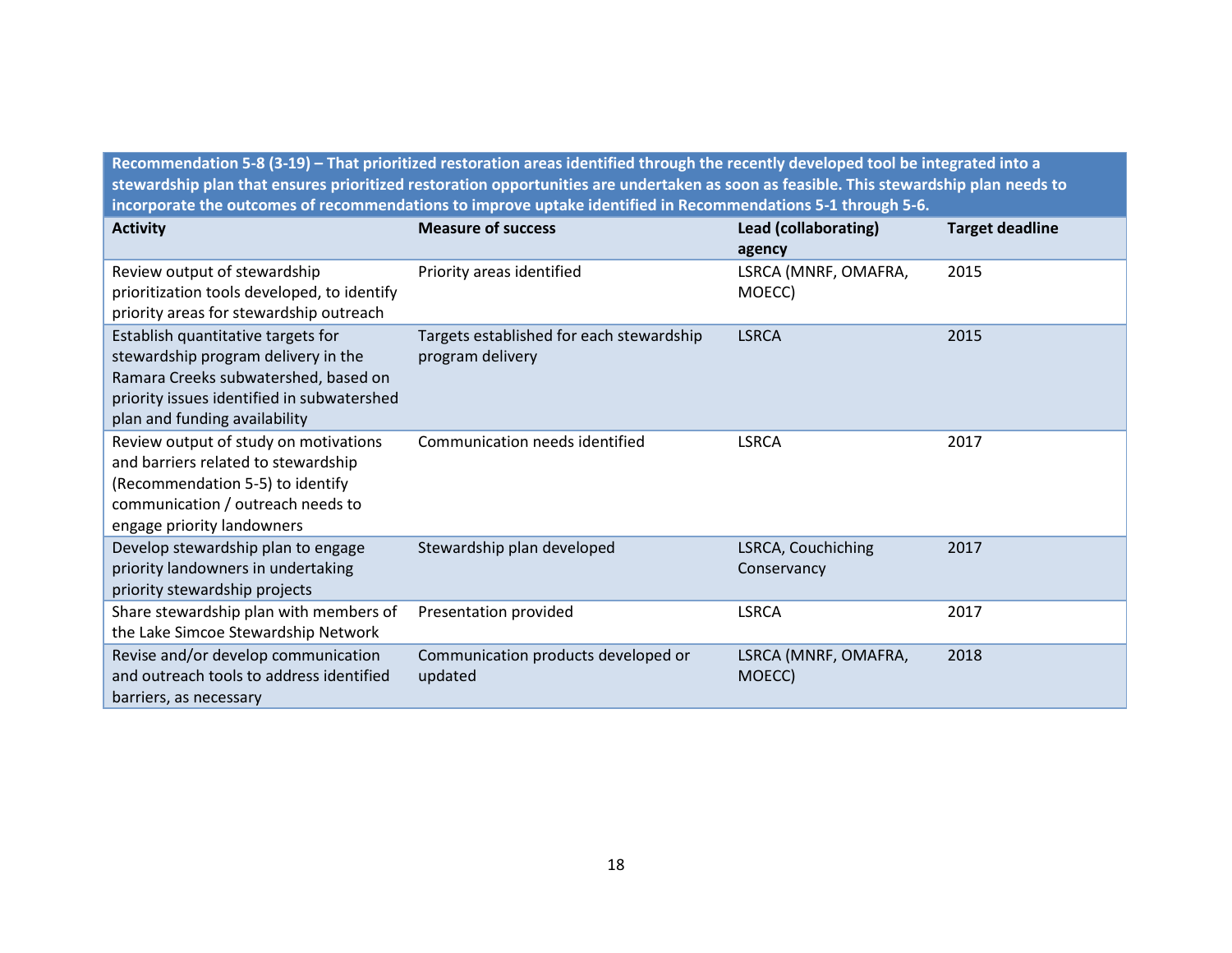| **Recommendation 5-8 (3-19) – That prioritized restoration areas identified through the recently developed tool be integrated into a stewardship plan that ensures prioritized restoration opportunities are undertaken as soon as feasible. This stewardship plan needs to incorporate the outcomes of recommendations to improve uptake identified in Recommendations 5-1 through 5-6.** | | | |
|---|---|---|---|
| **Activity** | **Measure of success** | **Lead (collaborating) agency** | **Target deadline** |
| Review output of stewardship prioritization tools developed, to identify priority areas for stewardship outreach | Priority areas identified | LSRCA (MNRF, OMAFRA, MOECC) | 2015 |
| Establish quantitative targets for stewardship program delivery in the Ramara Creeks subwatershed, based on priority issues identified in subwatershed plan and funding availability | Targets established for each stewardship program delivery | LSRCA | 2015 |
| Review output of study on motivations and barriers related to stewardship (Recommendation 5-5) to identify communication / outreach needs to engage priority landowners | Communication needs identified | LSRCA | 2017 |
| Develop stewardship plan to engage priority landowners in undertaking priority stewardship projects | Stewardship plan developed | LSRCA, Couchiching Conservancy | 2017 |
| Share stewardship plan with members of the Lake Simcoe Stewardship Network | Presentation provided | LSRCA | 2017 |
| Revise and/or develop communication and outreach tools to address identified barriers, as necessary | Communication products developed or updated | LSRCA (MNRF, OMAFRA, MOECC) | 2018 |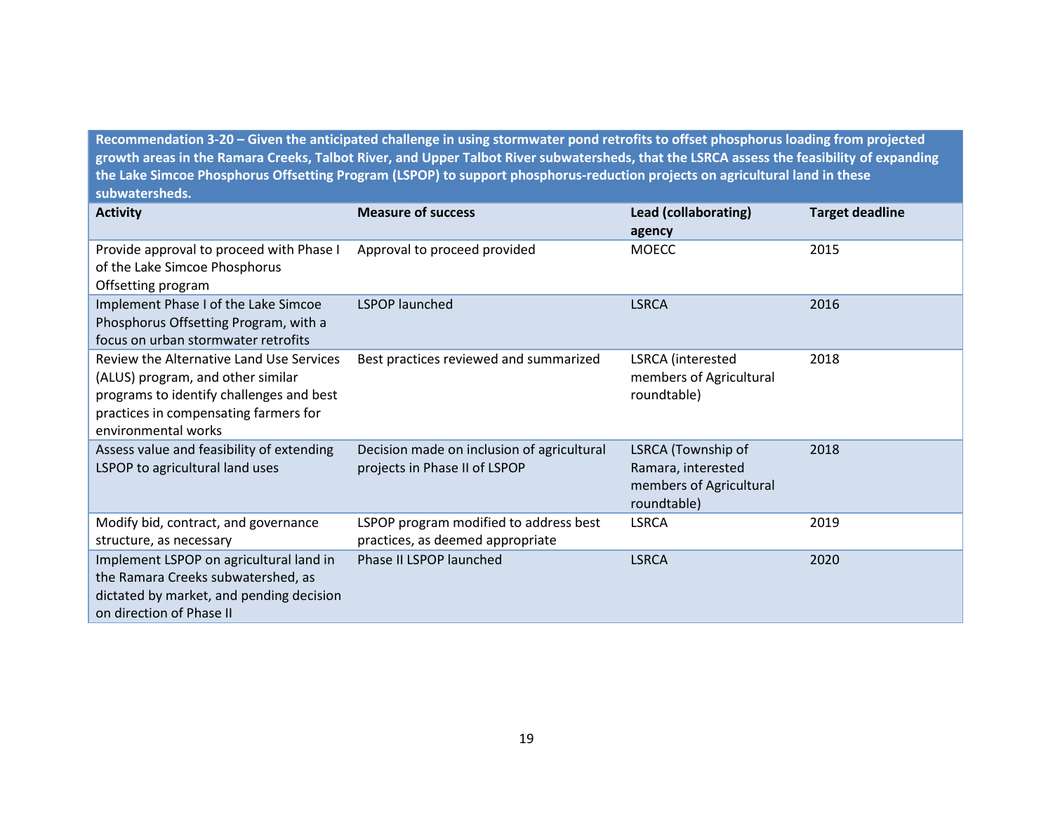**Recommendation 3-20 – Given the anticipated challenge in using stormwater pond retrofits to offset phosphorus loading from projected growth areas in the Ramara Creeks, Talbot River, and Upper Talbot River subwatersheds, that the LSRCA assess the feasibility of expanding the Lake Simcoe Phosphorus Offsetting Program (LSPOP) to support phosphorus-reduction projects on agricultural land in these subwatersheds.**

| Activity | Measure of success | Lead (collaborating) agency | Target deadline |
|---|---|---|---|
| Provide approval to proceed with Phase I of the Lake Simcoe Phosphorus Offsetting program | Approval to proceed provided | MOECC | 2015 |
| Implement Phase I of the Lake Simcoe Phosphorus Offsetting Program, with a focus on urban stormwater retrofits | LSPOP launched | LSRCA | 2016 |
| Review the Alternative Land Use Services (ALUS) program, and other similar programs to identify challenges and best practices in compensating farmers for environmental works | Best practices reviewed and summarized | LSRCA (interested members of Agricultural roundtable) | 2018 |
| Assess value and feasibility of extending LSPOP to agricultural land uses | Decision made on inclusion of agricultural projects in Phase II of LSPOP | LSRCA (Township of Ramara, interested members of Agricultural roundtable) | 2018 |
| Modify bid, contract, and governance structure, as necessary | LSPOP program modified to address best practices, as deemed appropriate | LSRCA | 2019 |
| Implement LSPOP on agricultural land in the Ramara Creeks subwatershed, as dictated by market, and pending decision on direction of Phase II | Phase II LSPOP launched | LSRCA | 2020 |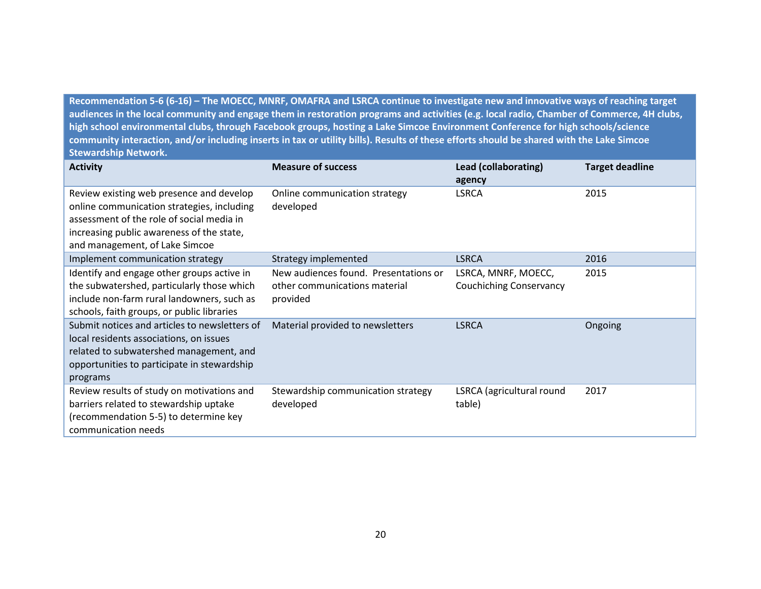**Recommendation 5-6 (6-16) – The MOECC, MNRF, OMAFRA and LSRCA continue to investigate new and innovative ways of reaching target audiences in the local community and engage them in restoration programs and activities (e.g. local radio, Chamber of Commerce, 4H clubs, high school environmental clubs, through Facebook groups, hosting a Lake Simcoe Environment Conference for high schools/science community interaction, and/or including inserts in tax or utility bills). Results of these efforts should be shared with the Lake Simcoe Stewardship Network.**

| Activity | Measure of success | Lead (collaborating) agency | Target deadline |
|---|---|---|---|
| Review existing web presence and develop online communication strategies, including assessment of the role of social media in increasing public awareness of the state, and management, of Lake Simcoe | Online communication strategy developed | LSRCA | 2015 |
| Implement communication strategy | Strategy implemented | LSRCA | 2016 |
| Identify and engage other groups active in the subwatershed, particularly those which include non-farm rural landowners, such as schools, faith groups, or public libraries | New audiences found. Presentations or other communications material provided | LSRCA, MNRF, MOECC, Couchiching Conservancy | 2015 |
| Submit notices and articles to newsletters of local residents associations, on issues related to subwatershed management, and opportunities to participate in stewardship programs | Material provided to newsletters | LSRCA | Ongoing |
| Review results of study on motivations and barriers related to stewardship uptake (recommendation 5-5) to determine key communication needs | Stewardship communication strategy developed | LSRCA (agricultural round table) | 2017 |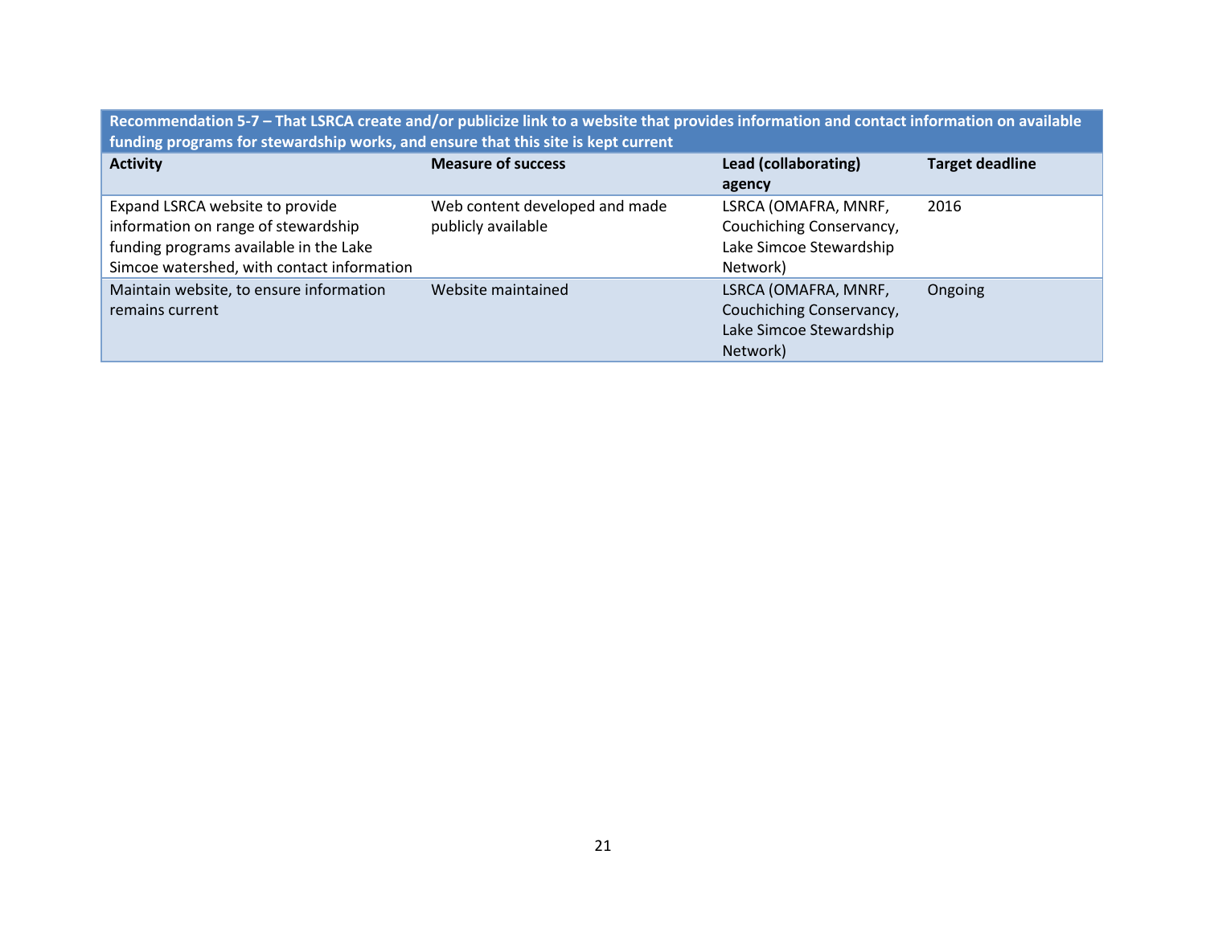| Recommendation 5-7 – That LSRCA create and/or publicize link to a website that provides information and contact information on available funding programs for stewardship works, and ensure that this site is kept current | | | |
|---|---|---|---|
| **Activity** | **Measure of success** | **Lead (collaborating) agency** | **Target deadline** |
| Expand LSRCA website to provide information on range of stewardship funding programs available in the Lake Simcoe watershed, with contact information | Web content developed and made publicly available | LSRCA (OMAFRA, MNRF, Couchiching Conservancy, Lake Simcoe Stewardship Network) | 2016 |
| Maintain website, to ensure information remains current | Website maintained | LSRCA (OMAFRA, MNRF, Couchiching Conservancy, Lake Simcoe Stewardship Network) | Ongoing |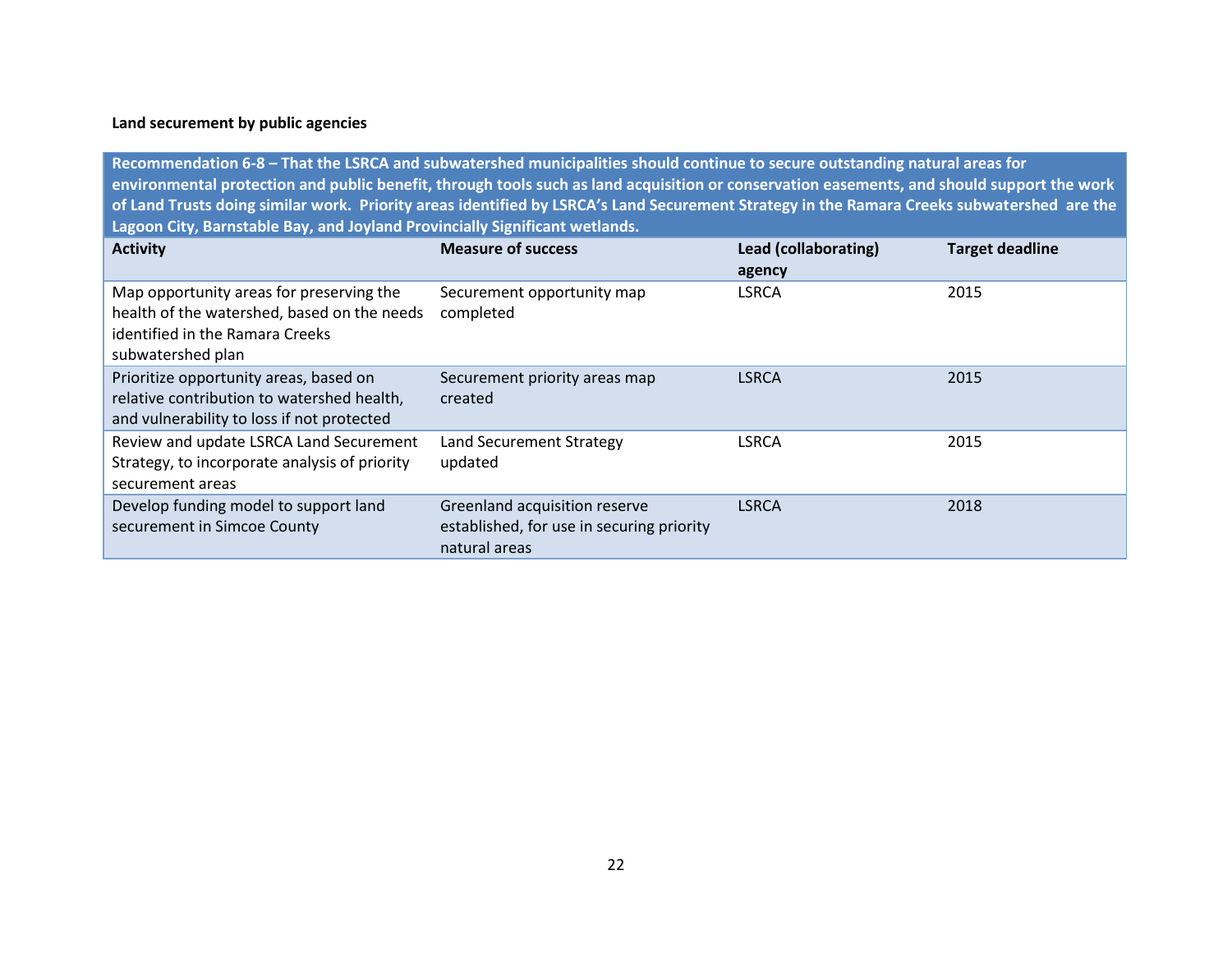**Land securement by public agencies**

| **Recommendation 6-8 – That the LSRCA and subwatershed municipalities should continue to secure outstanding natural areas for environmental protection and public benefit, through tools such as land acquisition or conservation easements, and should support the work of Land Trusts doing similar work. Priority areas identified by LSRCA's Land Securement Strategy in the Ramara Creeks subwatershed are the Lagoon City, Barnstable Bay, and Joyland Provincially Significant wetlands.** | | | |
|---|---|---|---|
| **Activity** | **Measure of success** | **Lead (collaborating) agency** | **Target deadline** |
| Map opportunity areas for preserving the health of the watershed, based on the needs identified in the Ramara Creeks subwatershed plan | Securement opportunity map completed | LSRCA | 2015 |
| Prioritize opportunity areas, based on relative contribution to watershed health, and vulnerability to loss if not protected | Securement priority areas map created | LSRCA | 2015 |
| Review and update LSRCA Land Securement Strategy, to incorporate analysis of priority securement areas | Land Securement Strategy updated | LSRCA | 2015 |
| Develop funding model to support land securement in Simcoe County | Greenland acquisition reserve established, for use in securing priority natural areas | LSRCA | 2018 |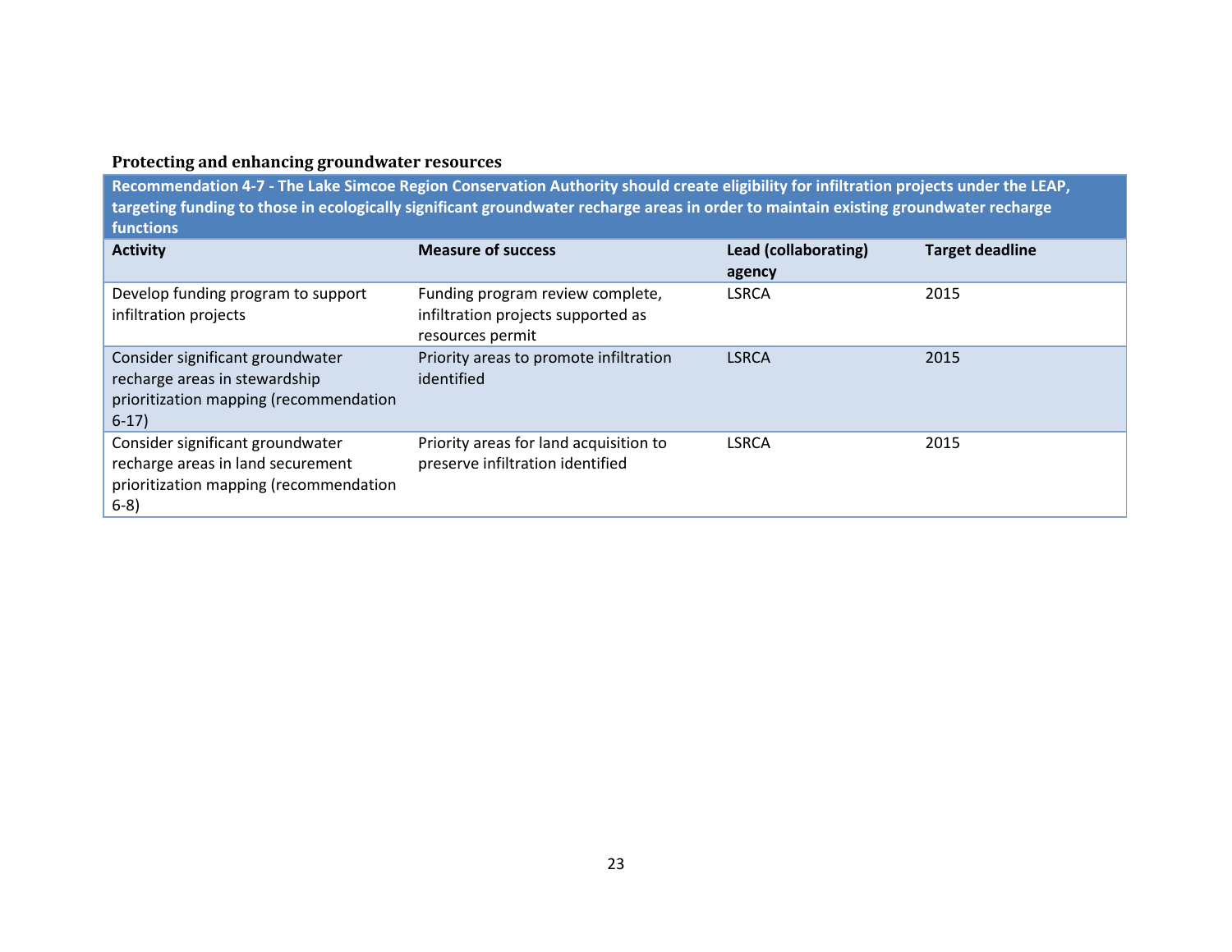### Protecting and enhancing groundwater resources

| **Recommendation 4-7 - The Lake Simcoe Region Conservation Authority should create eligibility for infiltration projects under the LEAP, targeting funding to those in ecologically significant groundwater recharge areas in order to maintain existing groundwater recharge functions** | | | |
|---|---|---|---|
| **Activity** | **Measure of success** | **Lead (collaborating) agency** | **Target deadline** |
| Develop funding program to support infiltration projects | Funding program review complete, infiltration projects supported as resources permit | LSRCA | 2015 |
| Consider significant groundwater recharge areas in stewardship prioritization mapping (recommendation 6-17) | Priority areas to promote infiltration identified | LSRCA | 2015 |
| Consider significant groundwater recharge areas in land securement prioritization mapping (recommendation 6-8) | Priority areas for land acquisition to preserve infiltration identified | LSRCA | 2015 |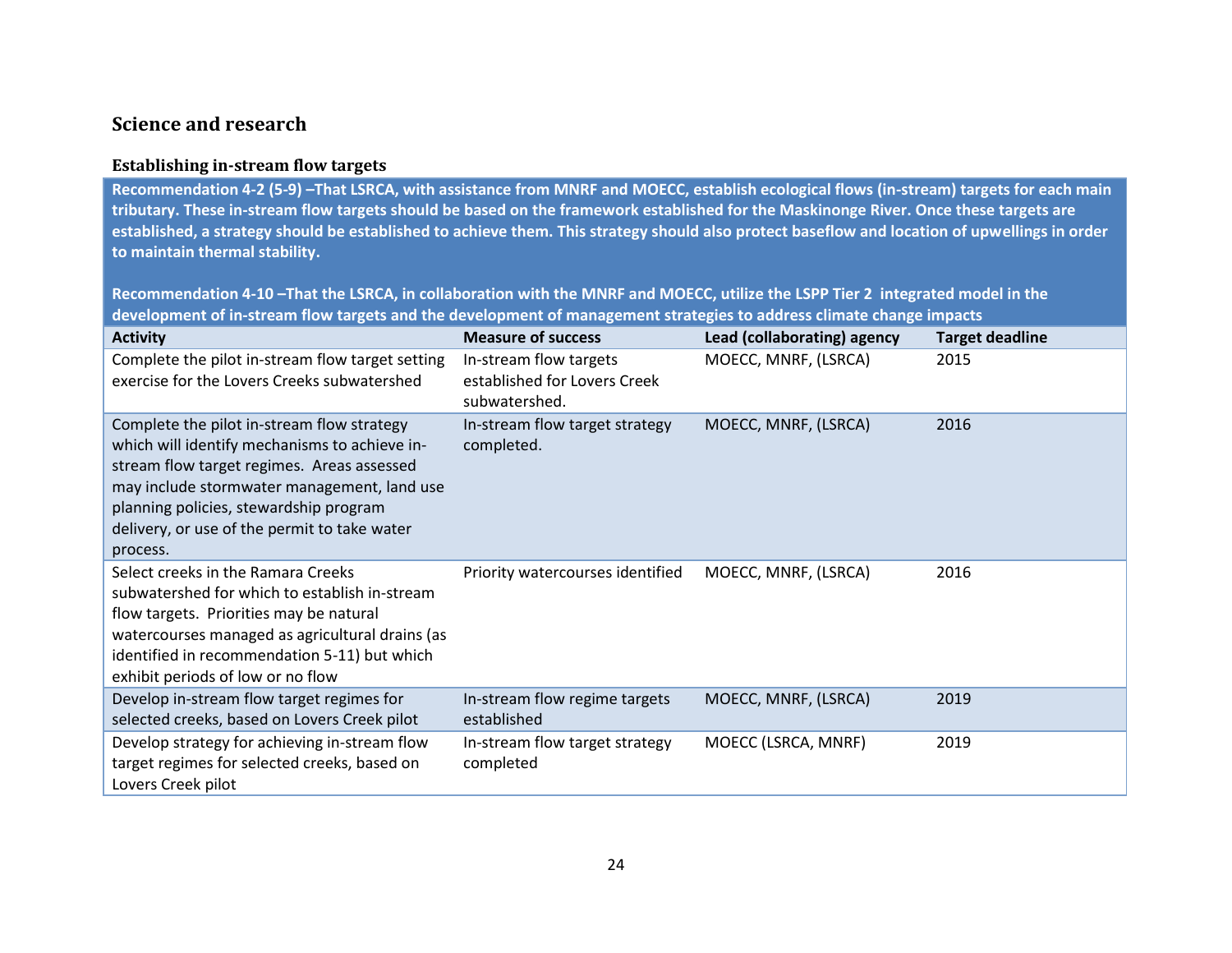## Science and research

### Establishing in-stream flow targets

**Recommendation 4-2 (5-9) –That LSRCA, with assistance from MNRF and MOECC, establish ecological flows (in-stream) targets for each main tributary. These in-stream flow targets should be based on the framework established for the Maskinonge River. Once these targets are established, a strategy should be established to achieve them. This strategy should also protect baseflow and location of upwellings in order to maintain thermal stability.**

**Recommendation 4-10 –That the LSRCA, in collaboration with the MNRF and MOECC, utilize the LSPP Tier 2 integrated model in the development of in-stream flow targets and the development of management strategies to address climate change impacts**

| Activity | Measure of success | Lead (collaborating) agency | Target deadline |
|---|---|---|---|
| Complete the pilot in-stream flow target setting exercise for the Lovers Creeks subwatershed | In-stream flow targets established for Lovers Creek subwatershed. | MOECC, MNRF, (LSRCA) | 2015 |
| Complete the pilot in-stream flow strategy which will identify mechanisms to achieve in-stream flow target regimes. Areas assessed may include stormwater management, land use planning policies, stewardship program delivery, or use of the permit to take water process. | In-stream flow target strategy completed. | MOECC, MNRF, (LSRCA) | 2016 |
| Select creeks in the Ramara Creeks subwatershed for which to establish in-stream flow targets. Priorities may be natural watercourses managed as agricultural drains (as identified in recommendation 5-11) but which exhibit periods of low or no flow | Priority watercourses identified | MOECC, MNRF, (LSRCA) | 2016 |
| Develop in-stream flow target regimes for selected creeks, based on Lovers Creek pilot | In-stream flow regime targets established | MOECC, MNRF, (LSRCA) | 2019 |
| Develop strategy for achieving in-stream flow target regimes for selected creeks, based on Lovers Creek pilot | In-stream flow target strategy completed | MOECC (LSRCA, MNRF) | 2019 |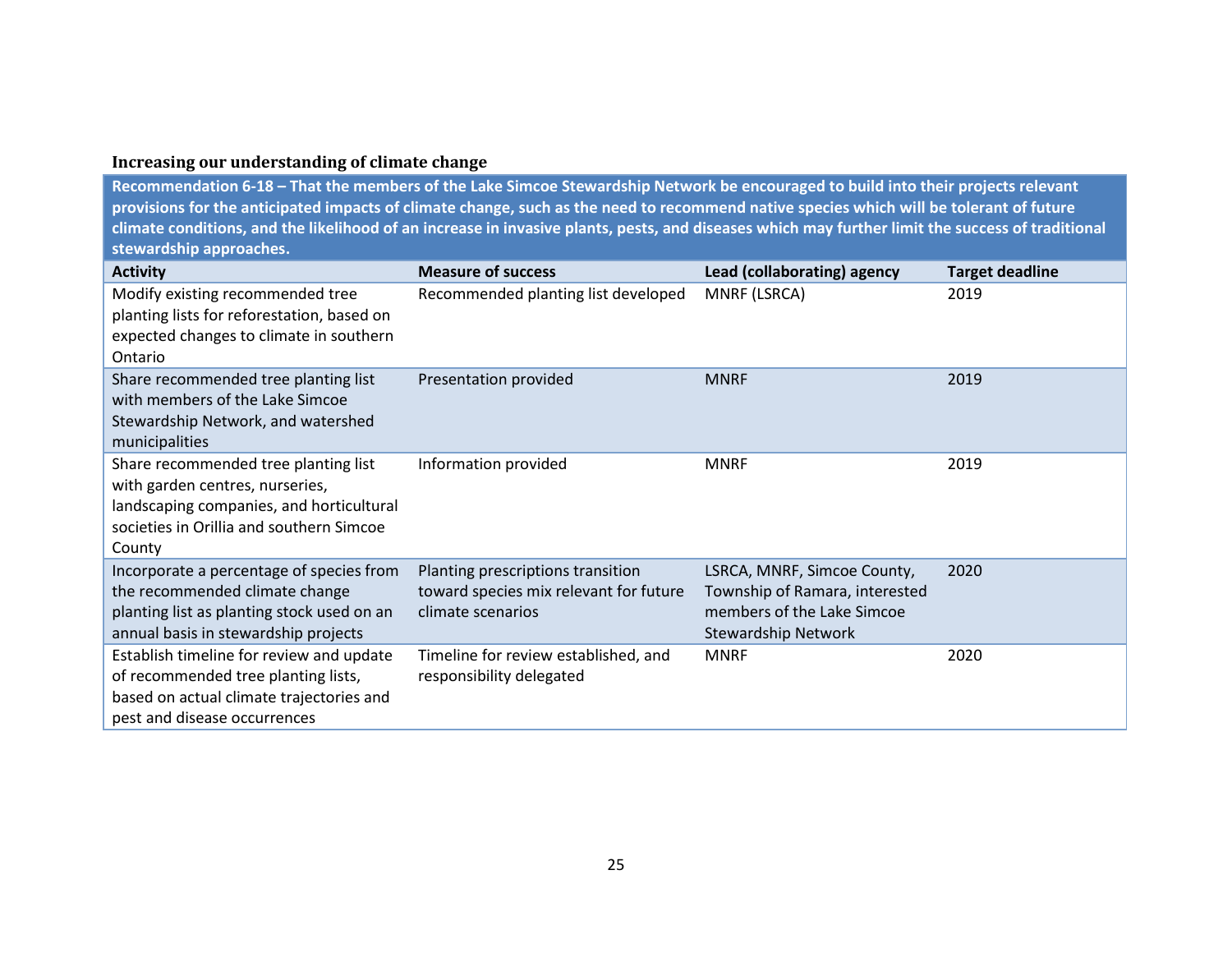### Increasing our understanding of climate change

**Recommendation 6-18 – That the members of the Lake Simcoe Stewardship Network be encouraged to build into their projects relevant provisions for the anticipated impacts of climate change, such as the need to recommend native species which will be tolerant of future climate conditions, and the likelihood of an increase in invasive plants, pests, and diseases which may further limit the success of traditional stewardship approaches.**

| Activity | Measure of success | Lead (collaborating) agency | Target deadline |
|---|---|---|---|
| Modify existing recommended tree planting lists for reforestation, based on expected changes to climate in southern Ontario | Recommended planting list developed | MNRF (LSRCA) | 2019 |
| Share recommended tree planting list with members of the Lake Simcoe Stewardship Network, and watershed municipalities | Presentation provided | MNRF | 2019 |
| Share recommended tree planting list with garden centres, nurseries, landscaping companies, and horticultural societies in Orillia and southern Simcoe County | Information provided | MNRF | 2019 |
| Incorporate a percentage of species from the recommended climate change planting list as planting stock used on an annual basis in stewardship projects | Planting prescriptions transition toward species mix relevant for future climate scenarios | LSRCA, MNRF, Simcoe County, Township of Ramara, interested members of the Lake Simcoe Stewardship Network | 2020 |
| Establish timeline for review and update of recommended tree planting lists, based on actual climate trajectories and pest and disease occurrences | Timeline for review established, and responsibility delegated | MNRF | 2020 |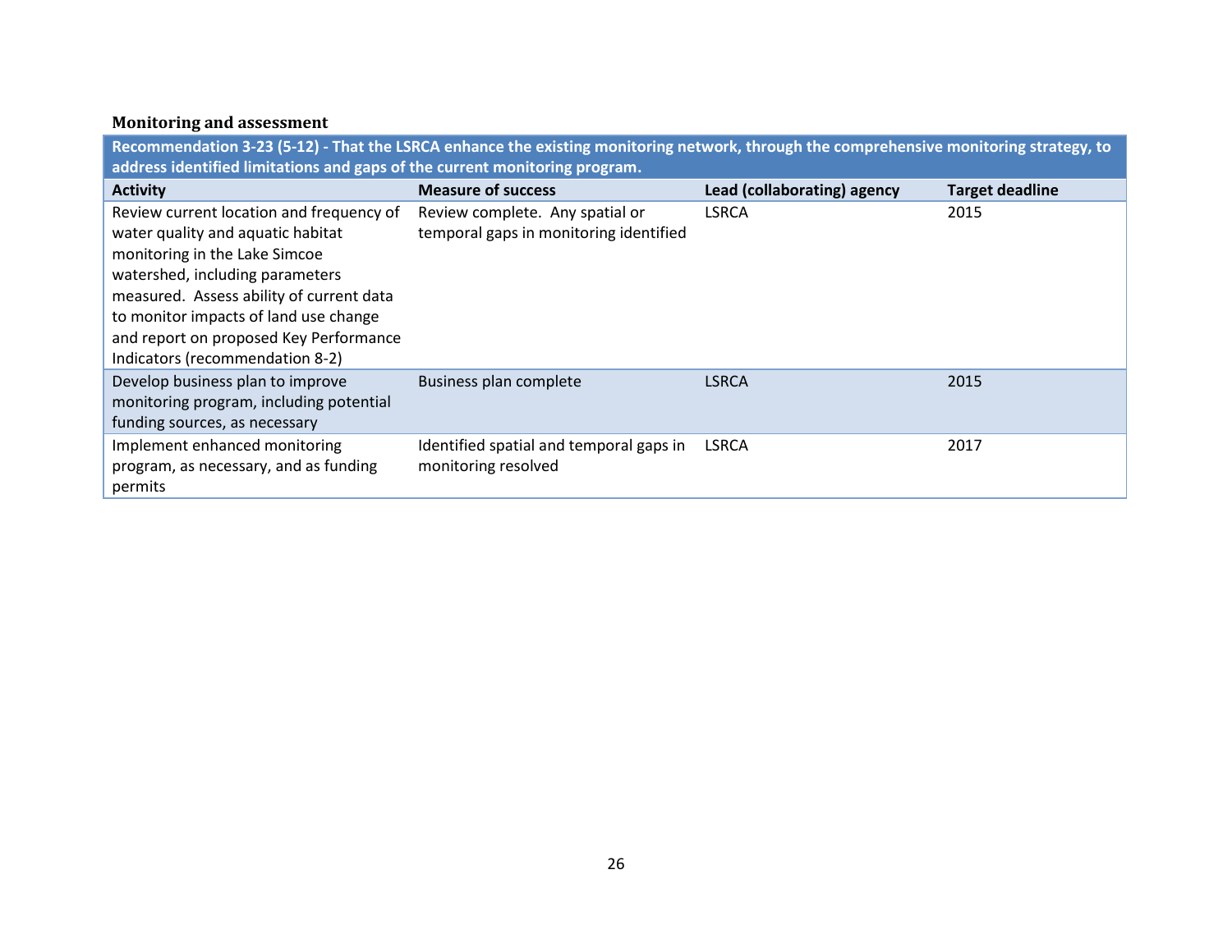### Monitoring and assessment

| **Recommendation 3-23 (5-12) - That the LSRCA enhance the existing monitoring network, through the comprehensive monitoring strategy, to address identified limitations and gaps of the current monitoring program.** | | | |
|---|---|---|---|
| **Activity** | **Measure of success** | **Lead (collaborating) agency** | **Target deadline** |
| Review current location and frequency of water quality and aquatic habitat monitoring in the Lake Simcoe watershed, including parameters measured. Assess ability of current data to monitor impacts of land use change and report on proposed Key Performance Indicators (recommendation 8-2) | Review complete. Any spatial or temporal gaps in monitoring identified | LSRCA | 2015 |
| Develop business plan to improve monitoring program, including potential funding sources, as necessary | Business plan complete | LSRCA | 2015 |
| Implement enhanced monitoring program, as necessary, and as funding permits | Identified spatial and temporal gaps in monitoring resolved | LSRCA | 2017 |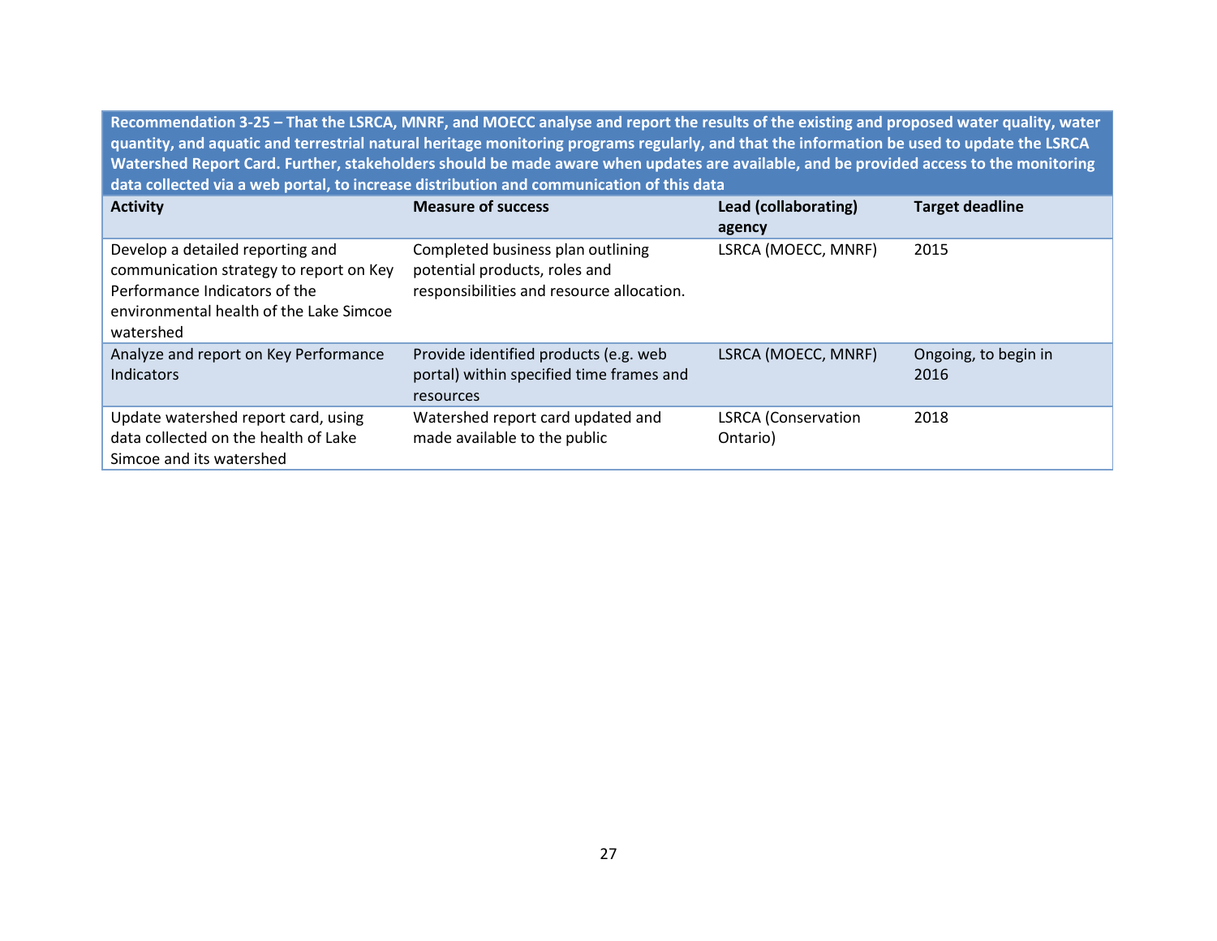| **Recommendation 3-25 – That the LSRCA, MNRF, and MOECC analyse and report the results of the existing and proposed water quality, water quantity, and aquatic and terrestrial natural heritage monitoring programs regularly, and that the information be used to update the LSRCA Watershed Report Card. Further, stakeholders should be made aware when updates are available, and be provided access to the monitoring data collected via a web portal, to increase distribution and communication of this data** | | | |
|---|---|---|---|
| **Activity** | **Measure of success** | **Lead (collaborating) agency** | **Target deadline** |
| Develop a detailed reporting and communication strategy to report on Key Performance Indicators of the environmental health of the Lake Simcoe watershed | Completed business plan outlining potential products, roles and responsibilities and resource allocation. | LSRCA (MOECC, MNRF) | 2015 |
| Analyze and report on Key Performance Indicators | Provide identified products (e.g. web portal) within specified time frames and resources | LSRCA (MOECC, MNRF) | Ongoing, to begin in 2016 |
| Update watershed report card, using data collected on the health of Lake Simcoe and its watershed | Watershed report card updated and made available to the public | LSRCA (Conservation Ontario) | 2018 |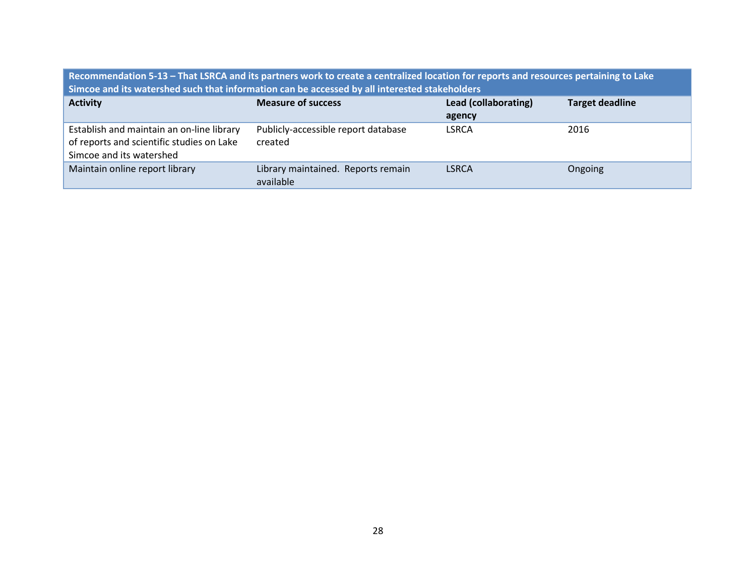| Recommendation 5-13 – That LSRCA and its partners work to create a centralized location for reports and resources pertaining to Lake Simcoe and its watershed such that information can be accessed by all interested stakeholders | | | |
|---|---|---|---|
| **Activity** | **Measure of success** | **Lead (collaborating) agency** | **Target deadline** |
| Establish and maintain an on-line library of reports and scientific studies on Lake Simcoe and its watershed | Publicly-accessible report database created | LSRCA | 2016 |
| Maintain online report library | Library maintained. Reports remain available | LSRCA | Ongoing |